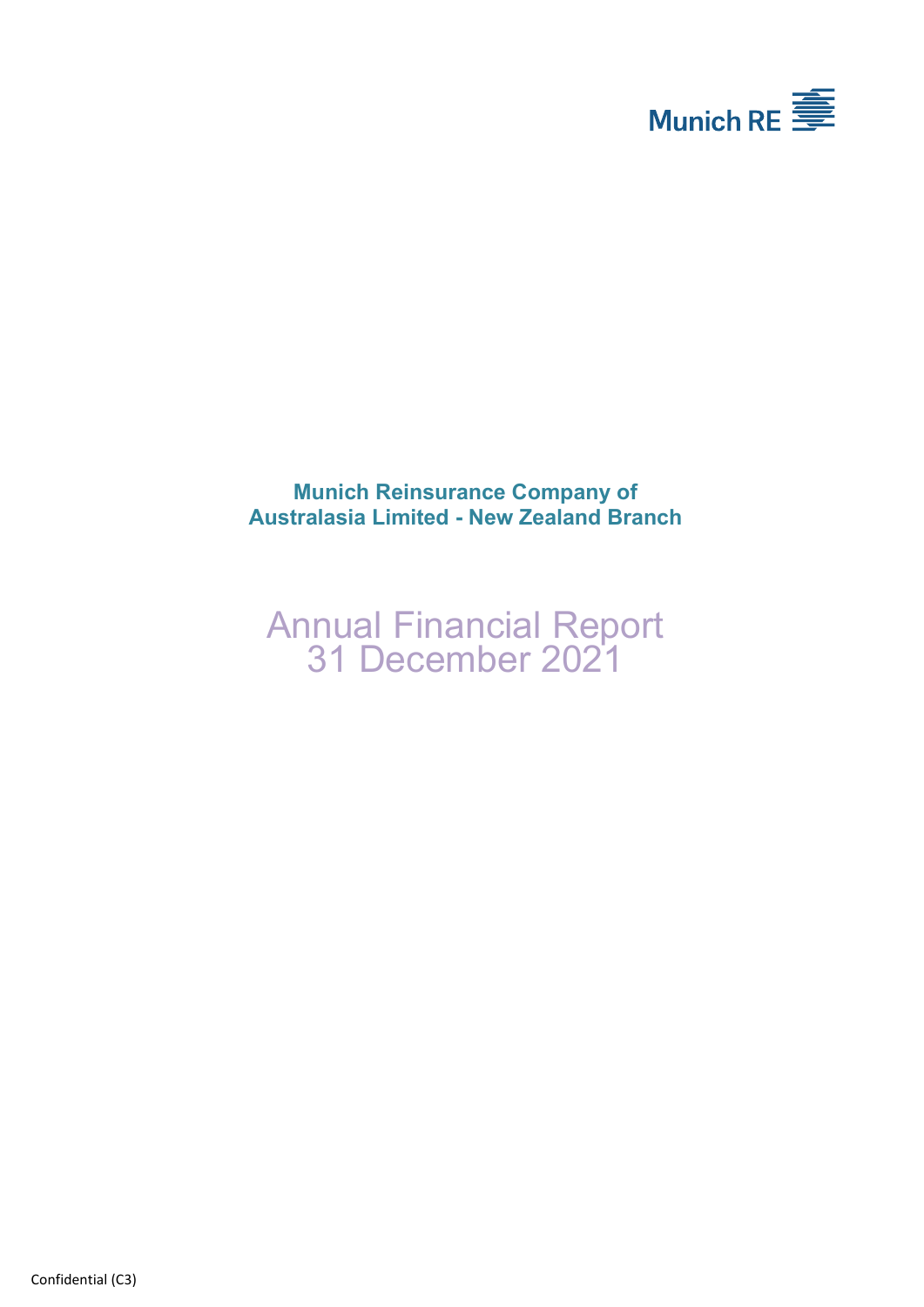Munich RE

# Munich Reinsurance Company of Australasia Limited - New Zealand Branch

# Annual Financial Report 31 December 2021

Confidential (C3)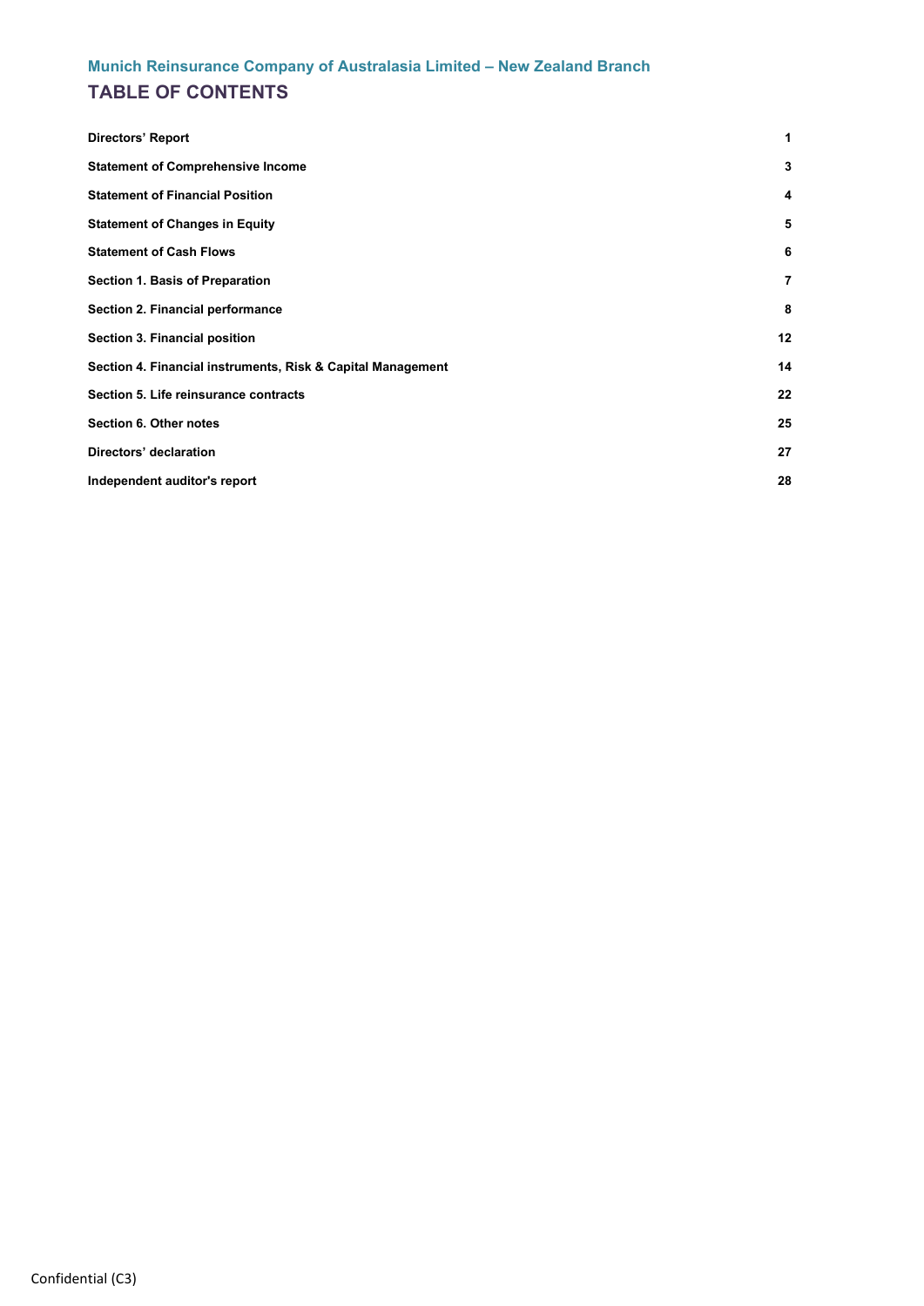**Munich Reinsurance Company of Australasia Limited – New Zealand Branch**

# TABLE OF CONTENTS

| | |
|---|---|
| **Directors' Report** | **1** |
| **Statement of Comprehensive Income** | **3** |
| **Statement of Financial Position** | **4** |
| **Statement of Changes in Equity** | **5** |
| **Statement of Cash Flows** | **6** |
| **Section 1. Basis of Preparation** | **7** |
| **Section 2. Financial performance** | **8** |
| **Section 3. Financial position** | **12** |
| **Section 4. Financial instruments, Risk & Capital Management** | **14** |
| **Section 5. Life reinsurance contracts** | **22** |
| **Section 6. Other notes** | **25** |
| **Directors' declaration** | **27** |
| **Independent auditor's report** | **28** |

Confidential (C3)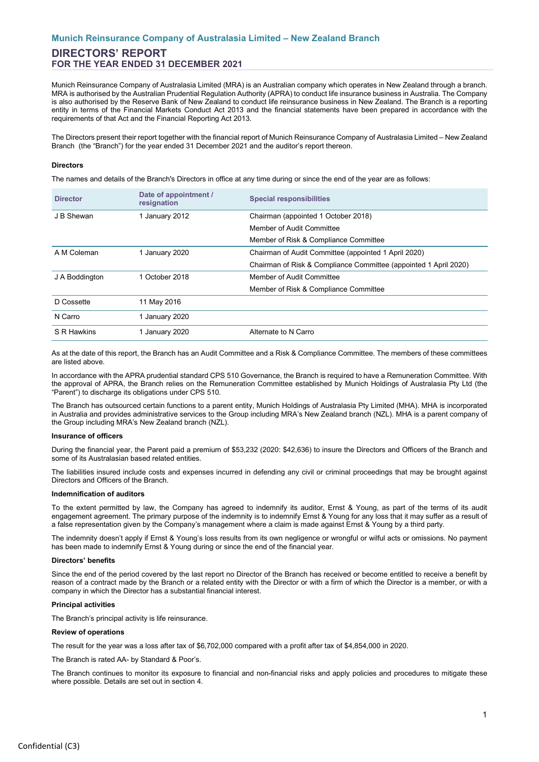## Munich Reinsurance Company of Australasia Limited – New Zealand Branch

# DIRECTORS' REPORT
### FOR THE YEAR ENDED 31 DECEMBER 2021

Munich Reinsurance Company of Australasia Limited (MRA) is an Australian company which operates in New Zealand through a branch. MRA is authorised by the Australian Prudential Regulation Authority (APRA) to conduct life insurance business in Australia. The Company is also authorised by the Reserve Bank of New Zealand to conduct life reinsurance business in New Zealand. The Branch is a reporting entity in terms of the Financial Markets Conduct Act 2013 and the financial statements have been prepared in accordance with the requirements of that Act and the Financial Reporting Act 2013.

The Directors present their report together with the financial report of Munich Reinsurance Company of Australasia Limited – New Zealand Branch (the "Branch") for the year ended 31 December 2021 and the auditor's report thereon.

**Directors**

The names and details of the Branch's Directors in office at any time during or since the end of the year are as follows:

| Director | Date of appointment / resignation | Special responsibilities |
|---|---|---|
| J B Shewan | 1 January 2012 | Chairman (appointed 1 October 2018) |
| | | Member of Audit Committee |
| | | Member of Risk & Compliance Committee |
| A M Coleman | 1 January 2020 | Chairman of Audit Committee (appointed 1 April 2020) |
| | | Chairman of Risk & Compliance Committee (appointed 1 April 2020) |
| J A Boddington | 1 October 2018 | Member of Audit Committee |
| | | Member of Risk & Compliance Committee |
| D Cossette | 11 May 2016 | |
| N Carro | 1 January 2020 | |
| S R Hawkins | 1 January 2020 | Alternate to N Carro |

As at the date of this report, the Branch has an Audit Committee and a Risk & Compliance Committee. The members of these committees are listed above.

In accordance with the APRA prudential standard CPS 510 Governance, the Branch is required to have a Remuneration Committee. With the approval of APRA, the Branch relies on the Remuneration Committee established by Munich Holdings of Australasia Pty Ltd (the "Parent") to discharge its obligations under CPS 510.

The Branch has outsourced certain functions to a parent entity, Munich Holdings of Australasia Pty Limited (MHA). MHA is incorporated in Australia and provides administrative services to the Group including MRA's New Zealand branch (NZL). MHA is a parent company of the Group including MRA's New Zealand branch (NZL).

**Insurance of officers**

During the financial year, the Parent paid a premium of $53,232 (2020: $42,636) to insure the Directors and Officers of the Branch and some of its Australasian based related entities.

The liabilities insured include costs and expenses incurred in defending any civil or criminal proceedings that may be brought against Directors and Officers of the Branch.

**Indemnification of auditors**

To the extent permitted by law, the Company has agreed to indemnify its auditor, Ernst & Young, as part of the terms of its audit engagement agreement. The primary purpose of the indemnity is to indemnify Ernst & Young for any loss that it may suffer as a result of a false representation given by the Company's management where a claim is made against Ernst & Young by a third party.

The indemnity doesn't apply if Ernst & Young's loss results from its own negligence or wrongful or wilful acts or omissions. No payment has been made to indemnify Ernst & Young during or since the end of the financial year.

**Directors' benefits**

Since the end of the period covered by the last report no Director of the Branch has received or become entitled to receive a benefit by reason of a contract made by the Branch or a related entity with the Director or with a firm of which the Director is a member, or with a company in which the Director has a substantial financial interest.

**Principal activities**

The Branch's principal activity is life reinsurance.

**Review of operations**

The result for the year was a loss after tax of $6,702,000 compared with a profit after tax of $4,854,000 in 2020.

The Branch is rated AA- by Standard & Poor's.

The Branch continues to monitor its exposure to financial and non-financial risks and apply policies and procedures to mitigate these where possible. Details are set out in section 4.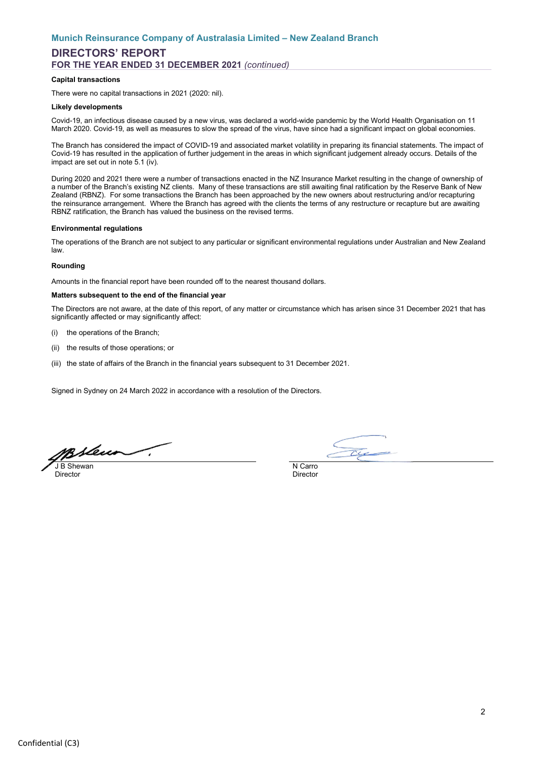## Munich Reinsurance Company of Australasia Limited – New Zealand Branch

# DIRECTORS' REPORT

### FOR THE YEAR ENDED 31 DECEMBER 2021 *(continued)*

**Capital transactions**

There were no capital transactions in 2021 (2020: nil).

**Likely developments**

Covid-19, an infectious disease caused by a new virus, was declared a world-wide pandemic by the World Health Organisation on 11 March 2020. Covid-19, as well as measures to slow the spread of the virus, have since had a significant impact on global economies.

The Branch has considered the impact of COVID-19 and associated market volatility in preparing its financial statements. The impact of Covid-19 has resulted in the application of further judgement in the areas in which significant judgement already occurs. Details of the impact are set out in note 5.1 (iv).

During 2020 and 2021 there were a number of transactions enacted in the NZ Insurance Market resulting in the change of ownership of a number of the Branch's existing NZ clients. Many of these transactions are still awaiting final ratification by the Reserve Bank of New Zealand (RBNZ). For some transactions the Branch has been approached by the new owners about restructuring and/or recapturing the reinsurance arrangement. Where the Branch has agreed with the clients the terms of any restructure or recapture but are awaiting RBNZ ratification, the Branch has valued the business on the revised terms.

**Environmental regulations**

The operations of the Branch are not subject to any particular or significant environmental regulations under Australian and New Zealand law.

**Rounding**

Amounts in the financial report have been rounded off to the nearest thousand dollars.

**Matters subsequent to the end of the financial year**

The Directors are not aware, at the date of this report, of any matter or circumstance which has arisen since 31 December 2021 that has significantly affected or may significantly affect:

(i) the operations of the Branch;

(ii) the results of those operations; or

(iii) the state of affairs of the Branch in the financial years subsequent to 31 December 2021.

Signed in Sydney on 24 March 2022 in accordance with a resolution of the Directors.

J B Shewan
Director

N Carro
Director

Confidential (C3)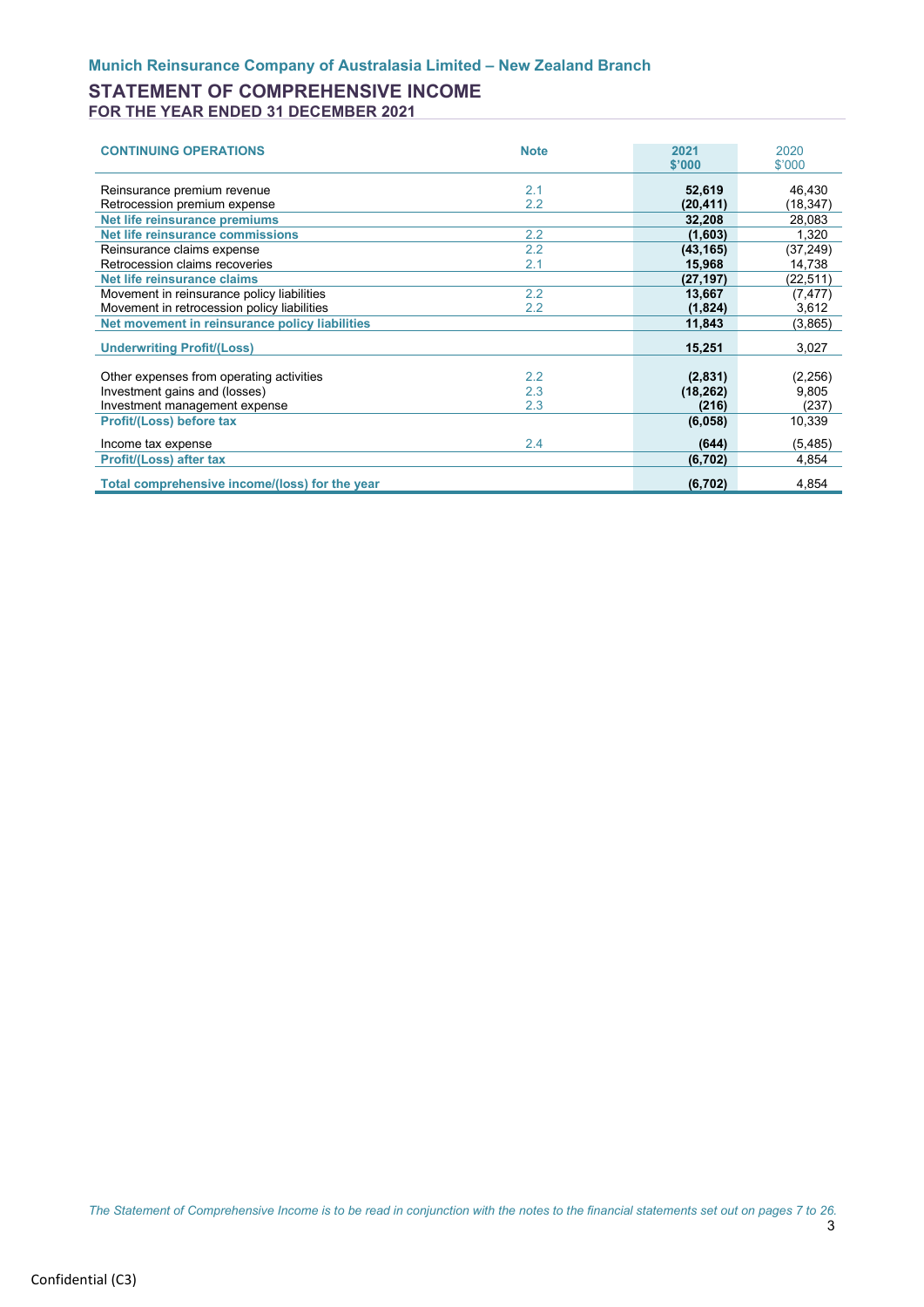**Munich Reinsurance Company of Australasia Limited – New Zealand Branch**

# STATEMENT OF COMPREHENSIVE INCOME

**FOR THE YEAR ENDED 31 DECEMBER 2021**

| CONTINUING OPERATIONS | Note | 2021 $'000 | 2020 $'000 |
|---|---|---|---|
| Reinsurance premium revenue | 2.1 | **52,619** | 46,430 |
| Retrocession premium expense | 2.2 | **(20,411)** | (18,347) |
| **Net life reinsurance premiums** | | **32,208** | 28,083 |
| **Net life reinsurance commissions** | 2.2 | **(1,603)** | 1,320 |
| Reinsurance claims expense | 2.2 | **(43,165)** | (37,249) |
| Retrocession claims recoveries | 2.1 | **15,968** | 14,738 |
| **Net life reinsurance claims** | | **(27,197)** | (22,511) |
| Movement in reinsurance policy liabilities | 2.2 | **13,667** | (7,477) |
| Movement in retrocession policy liabilities | 2.2 | **(1,824)** | 3,612 |
| **Net movement in reinsurance policy liabilities** | | **11,843** | (3,865) |
| **Underwriting Profit/(Loss)** | | **15,251** | 3,027 |
| Other expenses from operating activities | 2.2 | **(2,831)** | (2,256) |
| Investment gains and (losses) | 2.3 | **(18,262)** | 9,805 |
| Investment management expense | 2.3 | **(216)** | (237) |
| **Profit/(Loss) before tax** | | **(6,058)** | 10,339 |
| Income tax expense | 2.4 | **(644)** | (5,485) |
| **Profit/(Loss) after tax** | | **(6,702)** | 4,854 |
| **Total comprehensive income/(loss) for the year** | | **(6,702)** | 4,854 |

*The Statement of Comprehensive Income is to be read in conjunction with the notes to the financial statements set out on pages 7 to 26.*

Confidential (C3)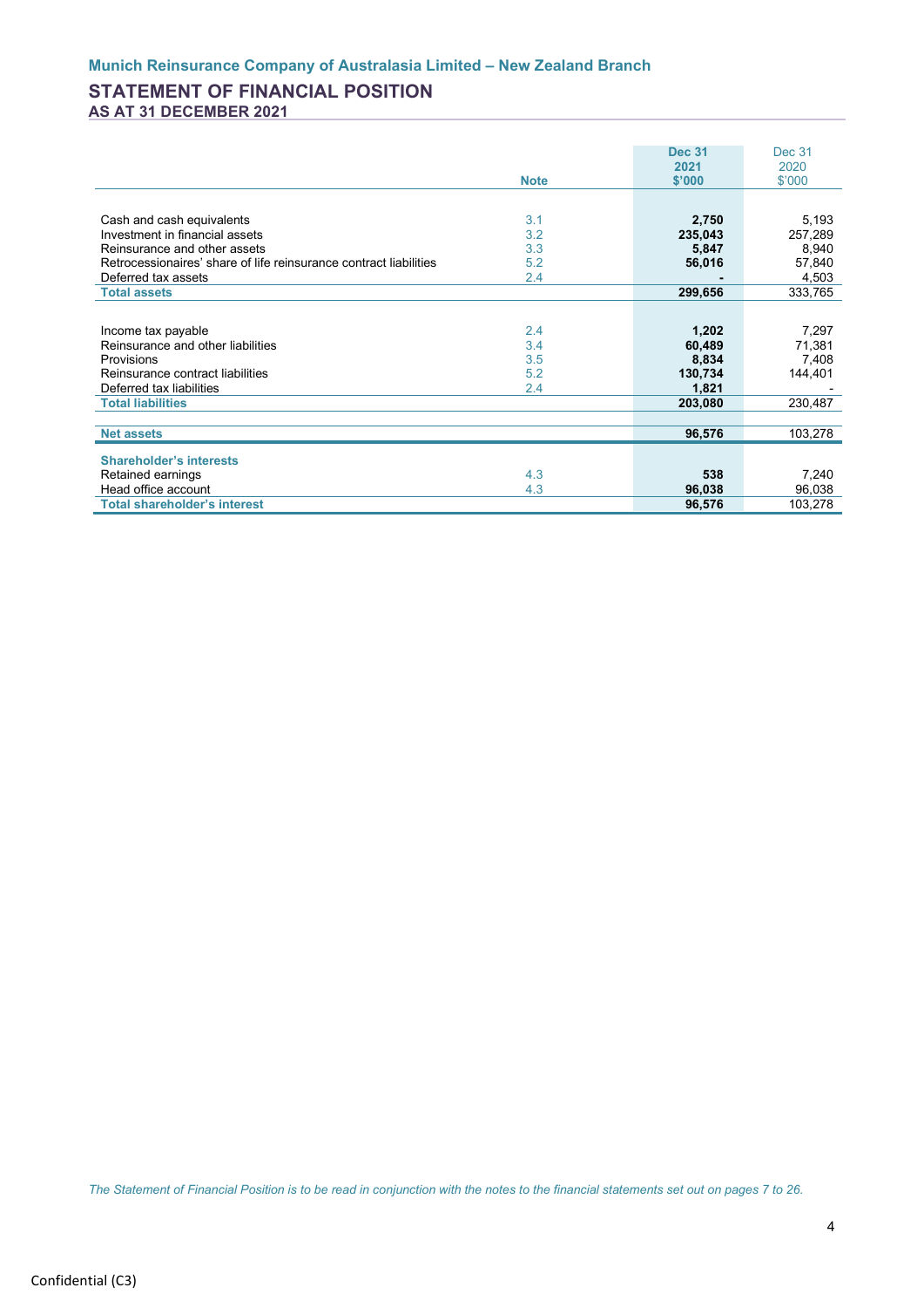**Munich Reinsurance Company of Australasia Limited – New Zealand Branch**

# STATEMENT OF FINANCIAL POSITION

## AS AT 31 DECEMBER 2021

| | Note | Dec 31 2021 $'000 | Dec 31 2020 $'000 |
|---|---|---|---|
| Cash and cash equivalents | 3.1 | **2,750** | 5,193 |
| Investment in financial assets | 3.2 | **235,043** | 257,289 |
| Reinsurance and other assets | 3.3 | **5,847** | 8,940 |
| Retrocessionaires' share of life reinsurance contract liabilities | 5.2 | **56,016** | 57,840 |
| Deferred tax assets | 2.4 | **-** | 4,503 |
| **Total assets** | | **299,656** | 333,765 |
| | | | |
| Income tax payable | 2.4 | **1,202** | 7,297 |
| Reinsurance and other liabilities | 3.4 | **60,489** | 71,381 |
| Provisions | 3.5 | **8,834** | 7,408 |
| Reinsurance contract liabilities | 5.2 | **130,734** | 144,401 |
| Deferred tax liabilities | 2.4 | **1,821** | - |
| **Total liabilities** | | **203,080** | 230,487 |
| | | | |
| **Net assets** | | **96,576** | 103,278 |
| | | | |
| **Shareholder's interests** | | | |
| Retained earnings | 4.3 | **538** | 7,240 |
| Head office account | 4.3 | **96,038** | 96,038 |
| **Total shareholder's interest** | | **96,576** | 103,278 |

*The Statement of Financial Position is to be read in conjunction with the notes to the financial statements set out on pages 7 to 26.*

Confidential (C3)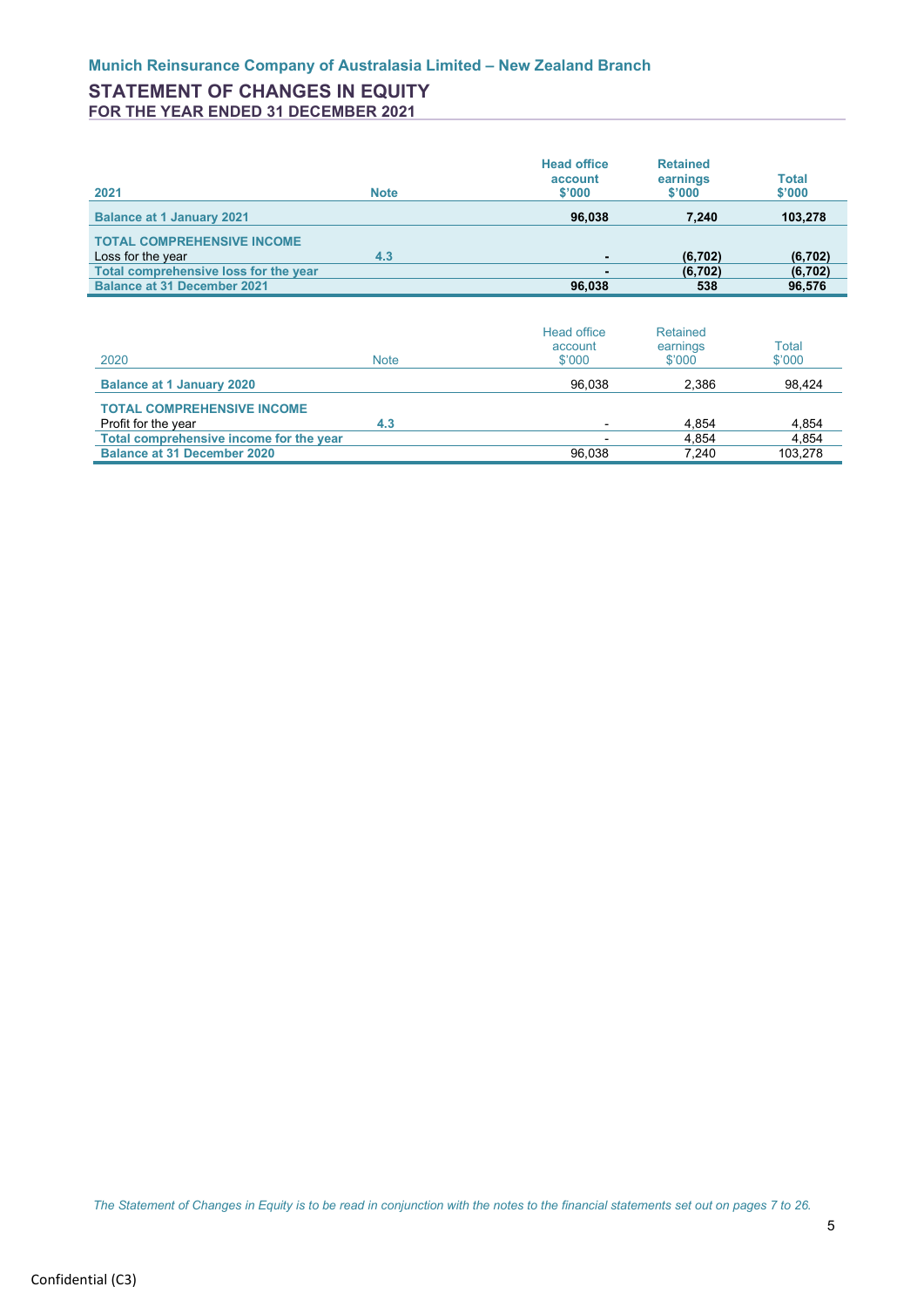**Munich Reinsurance Company of Australasia Limited – New Zealand Branch**

# STATEMENT OF CHANGES IN EQUITY

## FOR THE YEAR ENDED 31 DECEMBER 2021

| 2021 | Note | Head office account $'000 | Retained earnings $'000 | Total $'000 |
|---|---|---|---|---|
| **Balance at 1 January 2021** | | **96,038** | **7,240** | **103,278** |
| **TOTAL COMPREHENSIVE INCOME** | | | | |
| Loss for the year | 4.3 | - | (6,702) | (6,702) |
| **Total comprehensive loss for the year** | | - | (6,702) | (6,702) |
| **Balance at 31 December 2021** | | **96,038** | **538** | **96,576** |

| 2020 | Note | Head office account $'000 | Retained earnings $'000 | Total $'000 |
|---|---|---|---|---|
| **Balance at 1 January 2020** | | 96,038 | 2,386 | 98,424 |
| **TOTAL COMPREHENSIVE INCOME** | | | | |
| Profit for the year | 4.3 | - | 4,854 | 4,854 |
| **Total comprehensive income for the year** | | - | 4,854 | 4,854 |
| **Balance at 31 December 2020** | | 96,038 | 7,240 | 103,278 |

*The Statement of Changes in Equity is to be read in conjunction with the notes to the financial statements set out on pages 7 to 26.*

Confidential (C3)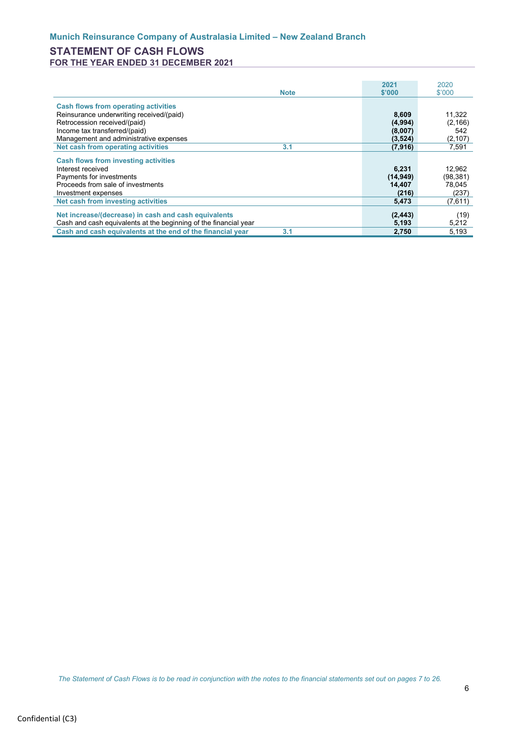**Munich Reinsurance Company of Australasia Limited – New Zealand Branch**

# STATEMENT OF CASH FLOWS

## FOR THE YEAR ENDED 31 DECEMBER 2021

| | Note | 2021 $'000 | 2020 $'000 |
|---|---|---|---|
| **Cash flows from operating activities** | | | |
| Reinsurance underwriting received/(paid) | | **8,609** | 11,322 |
| Retrocession received/(paid) | | **(4,994)** | (2,166) |
| Income tax transferred/(paid) | | **(8,007)** | 542 |
| Management and administrative expenses | | **(3,524)** | (2,107) |
| **Net cash from operating activities** | 3.1 | **(7,916)** | 7,591 |
| **Cash flows from investing activities** | | | |
| Interest received | | **6,231** | 12,962 |
| Payments for investments | | **(14,949)** | (98,381) |
| Proceeds from sale of investments | | **14,407** | 78,045 |
| Investment expenses | | **(216)** | (237) |
| **Net cash from investing activities** | | **5,473** | (7,611) |
| **Net increase/(decrease) in cash and cash equivalents** | | **(2,443)** | (19) |
| Cash and cash equivalents at the beginning of the financial year | | **5,193** | 5,212 |
| **Cash and cash equivalents at the end of the financial year** | 3.1 | **2,750** | 5,193 |

*The Statement of Cash Flows is to be read in conjunction with the notes to the financial statements set out on pages 7 to 26.*

Confidential (C3)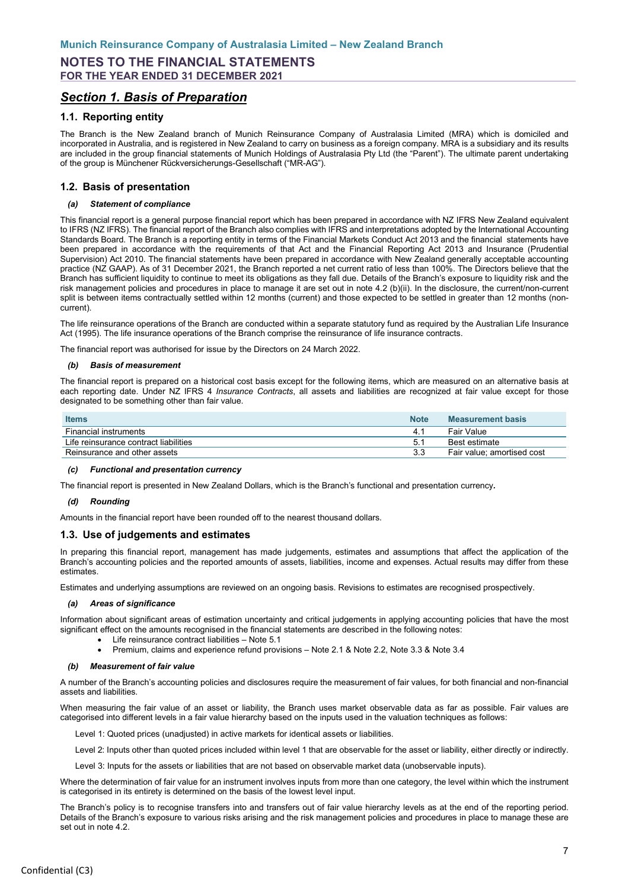# Section 1. Basis of Preparation

## 1.1. Reporting entity

The Branch is the New Zealand branch of Munich Reinsurance Company of Australasia Limited (MRA) which is domiciled and incorporated in Australia, and is registered in New Zealand to carry on business as a foreign company. MRA is a subsidiary and its results are included in the group financial statements of Munich Holdings of Australasia Pty Ltd (the "Parent"). The ultimate parent undertaking of the group is Münchener Rückversicherungs-Gesellschaft ("MR-AG").

## 1.2. Basis of presentation

#### *(a) Statement of compliance*

This financial report is a general purpose financial report which has been prepared in accordance with NZ IFRS New Zealand equivalent to IFRS (NZ IFRS). The financial report of the Branch also complies with IFRS and interpretations adopted by the International Accounting Standards Board. The Branch is a reporting entity in terms of the Financial Markets Conduct Act 2013 and the financial statements have been prepared in accordance with the requirements of that Act and the Financial Reporting Act 2013 and Insurance (Prudential Supervision) Act 2010. The financial statements have been prepared in accordance with New Zealand generally acceptable accounting practice (NZ GAAP). As of 31 December 2021, the Branch reported a net current ratio of less than 100%. The Directors believe that the Branch has sufficient liquidity to continue to meet its obligations as they fall due. Details of the Branch's exposure to liquidity risk and the risk management policies and procedures in place to manage it are set out in note 4.2 (b)(ii). In the disclosure, the current/non-current split is between items contractually settled within 12 months (current) and those expected to be settled in greater than 12 months (non-current).

The life reinsurance operations of the Branch are conducted within a separate statutory fund as required by the Australian Life Insurance Act (1995). The life insurance operations of the Branch comprise the reinsurance of life insurance contracts.

The financial report was authorised for issue by the Directors on 24 March 2022.

#### *(b) Basis of measurement*

The financial report is prepared on a historical cost basis except for the following items, which are measured on an alternative basis at each reporting date. Under NZ IFRS 4 *Insurance Contracts*, all assets and liabilities are recognized at fair value except for those designated to be something other than fair value.

| Items | Note | Measurement basis |
|---|---|---|
| Financial instruments | 4.1 | Fair Value |
| Life reinsurance contract liabilities | 5.1 | Best estimate |
| Reinsurance and other assets | 3.3 | Fair value; amortised cost |

#### *(c) Functional and presentation currency*

The financial report is presented in New Zealand Dollars, which is the Branch's functional and presentation currency.

#### *(d) Rounding*

Amounts in the financial report have been rounded off to the nearest thousand dollars.

## 1.3. Use of judgements and estimates

In preparing this financial report, management has made judgements, estimates and assumptions that affect the application of the Branch's accounting policies and the reported amounts of assets, liabilities, income and expenses. Actual results may differ from these estimates.

Estimates and underlying assumptions are reviewed on an ongoing basis. Revisions to estimates are recognised prospectively.

#### *(a) Areas of significance*

Information about significant areas of estimation uncertainty and critical judgements in applying accounting policies that have the most significant effect on the amounts recognised in the financial statements are described in the following notes:

- Life reinsurance contract liabilities – Note 5.1
- Premium, claims and experience refund provisions – Note 2.1 & Note 2.2, Note 3.3 & Note 3.4

#### *(b) Measurement of fair value*

A number of the Branch's accounting policies and disclosures require the measurement of fair values, for both financial and non-financial assets and liabilities.

When measuring the fair value of an asset or liability, the Branch uses market observable data as far as possible. Fair values are categorised into different levels in a fair value hierarchy based on the inputs used in the valuation techniques as follows:

Level 1: Quoted prices (unadjusted) in active markets for identical assets or liabilities.

Level 2: Inputs other than quoted prices included within level 1 that are observable for the asset or liability, either directly or indirectly.

Level 3: Inputs for the assets or liabilities that are not based on observable market data (unobservable inputs).

Where the determination of fair value for an instrument involves inputs from more than one category, the level within which the instrument is categorised in its entirety is determined on the basis of the lowest level input.

The Branch's policy is to recognise transfers into and transfers out of fair value hierarchy levels as at the end of the reporting period. Details of the Branch's exposure to various risks arising and the risk management policies and procedures in place to manage these are set out in note 4.2.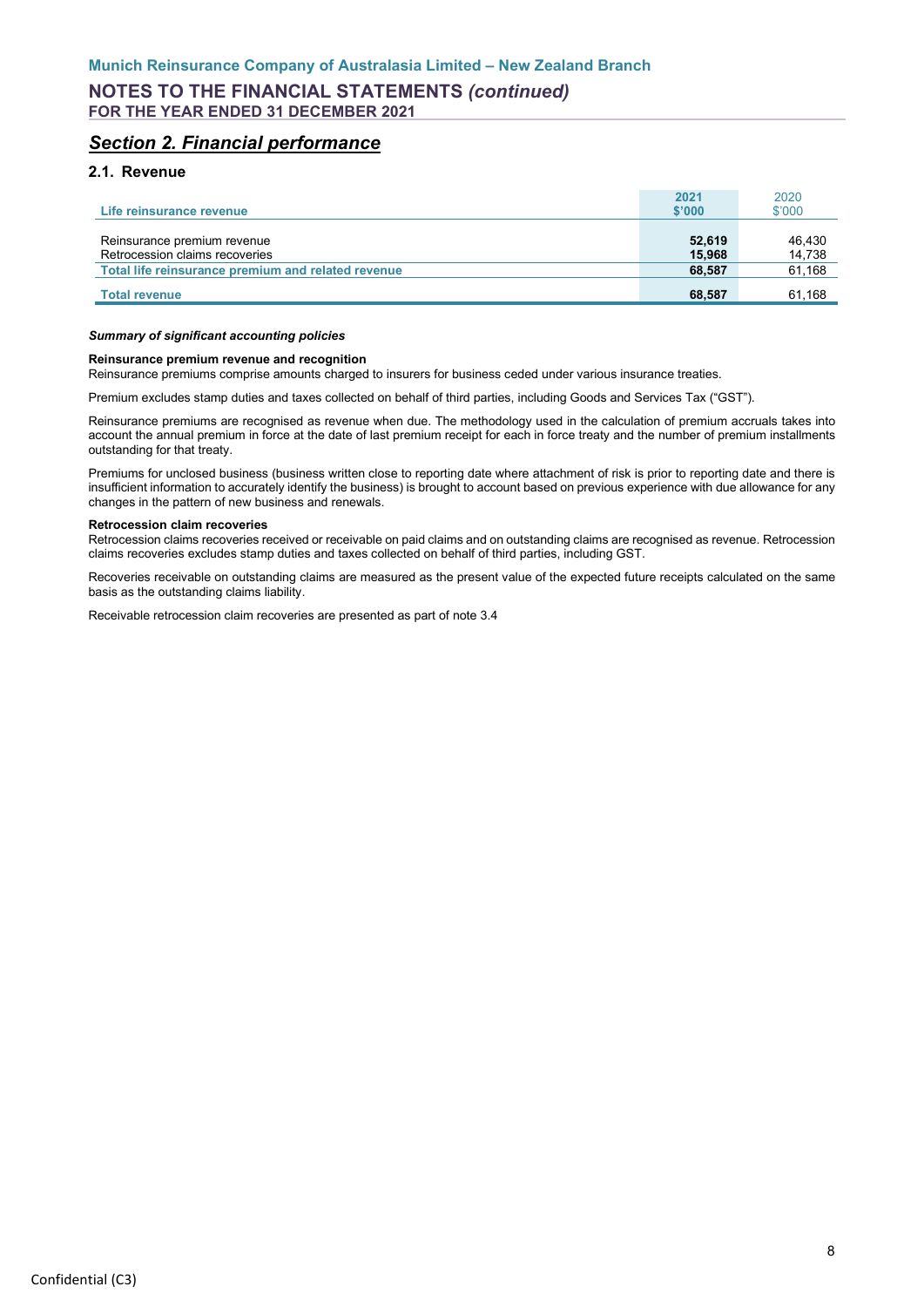## Section 2. Financial performance

### 2.1. Revenue

| Life reinsurance revenue | 2021 $'000 | 2020 $'000 |
|---|---|---|
| Reinsurance premium revenue | **52,619** | 46,430 |
| Retrocession claims recoveries | **15,968** | 14,738 |
| **Total life reinsurance premium and related revenue** | **68,587** | 61,168 |
| **Total revenue** | **68,587** | 61,168 |

***Summary of significant accounting policies***

**Reinsurance premium revenue and recognition**

Reinsurance premiums comprise amounts charged to insurers for business ceded under various insurance treaties.

Premium excludes stamp duties and taxes collected on behalf of third parties, including Goods and Services Tax ("GST").

Reinsurance premiums are recognised as revenue when due. The methodology used in the calculation of premium accruals takes into account the annual premium in force at the date of last premium receipt for each in force treaty and the number of premium installments outstanding for that treaty.

Premiums for unclosed business (business written close to reporting date where attachment of risk is prior to reporting date and there is insufficient information to accurately identify the business) is brought to account based on previous experience with due allowance for any changes in the pattern of new business and renewals.

**Retrocession claim recoveries**

Retrocession claims recoveries received or receivable on paid claims and on outstanding claims are recognised as revenue. Retrocession claims recoveries excludes stamp duties and taxes collected on behalf of third parties, including GST.

Recoveries receivable on outstanding claims are measured as the present value of the expected future receipts calculated on the same basis as the outstanding claims liability.

Receivable retrocession claim recoveries are presented as part of note 3.4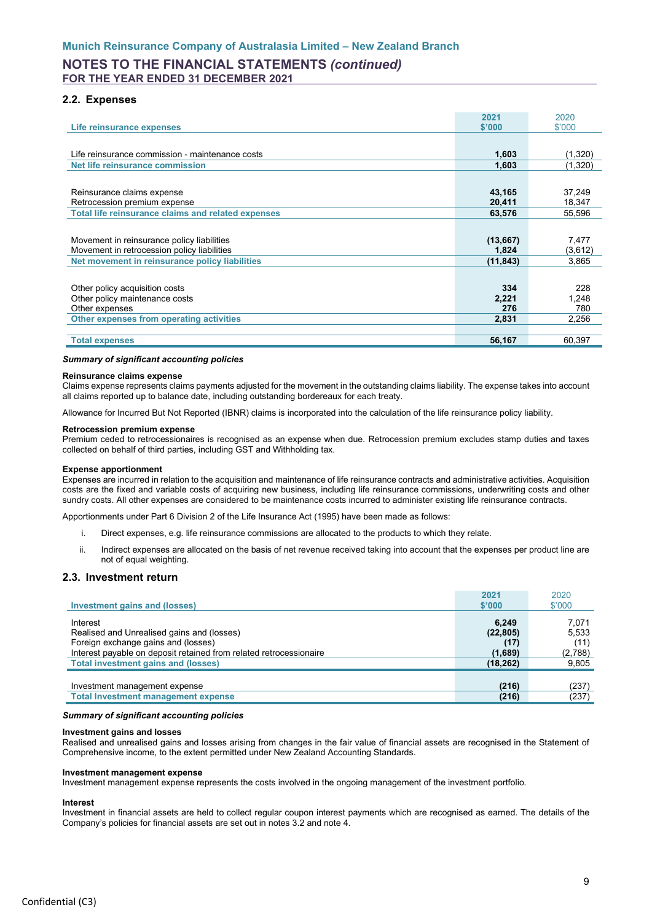## 2.2. Expenses

| Life reinsurance expenses | 2021 $'000 | 2020 $'000 |
|---|---|---|
| Life reinsurance commission - maintenance costs | 1,603 | (1,320) |
| **Net life reinsurance commission** | **1,603** | **(1,320)** |
| | | |
| Reinsurance claims expense | 43,165 | 37,249 |
| Retrocession premium expense | 20,411 | 18,347 |
| **Total life reinsurance claims and related expenses** | **63,576** | **55,596** |
| | | |
| Movement in reinsurance policy liabilities | (13,667) | 7,477 |
| Movement in retrocession policy liabilities | 1,824 | (3,612) |
| **Net movement in reinsurance policy liabilities** | **(11,843)** | **3,865** |
| | | |
| Other policy acquisition costs | 334 | 228 |
| Other policy maintenance costs | 2,221 | 1,248 |
| Other expenses | 276 | 780 |
| **Other expenses from operating activities** | **2,831** | **2,256** |
| | | |
| **Total expenses** | **56,167** | **60,397** |

***Summary of significant accounting policies***

**Reinsurance claims expense**
Claims expense represents claims payments adjusted for the movement in the outstanding claims liability. The expense takes into account all claims reported up to balance date, including outstanding bordereaux for each treaty.

Allowance for Incurred But Not Reported (IBNR) claims is incorporated into the calculation of the life reinsurance policy liability.

**Retrocession premium expense**
Premium ceded to retrocessionaires is recognised as an expense when due. Retrocession premium excludes stamp duties and taxes collected on behalf of third parties, including GST and Withholding tax.

**Expense apportionment**
Expenses are incurred in relation to the acquisition and maintenance of life reinsurance contracts and administrative activities. Acquisition costs are the fixed and variable costs of acquiring new business, including life reinsurance commissions, underwriting costs and other sundry costs. All other expenses are considered to be maintenance costs incurred to administer existing life reinsurance contracts.

Apportionments under Part 6 Division 2 of the Life Insurance Act (1995) have been made as follows:

i. Direct expenses, e.g. life reinsurance commissions are allocated to the products to which they relate.

ii. Indirect expenses are allocated on the basis of net revenue received taking into account that the expenses per product line are not of equal weighting.

## 2.3. Investment return

| Investment gains and (losses) | 2021 $'000 | 2020 $'000 |
|---|---|---|
| Interest | 6,249 | 7,071 |
| Realised and Unrealised gains and (losses) | (22,805) | 5,533 |
| Foreign exchange gains and (losses) | (17) | (11) |
| Interest payable on deposit retained from related retrocessionaire | (1,689) | (2,788) |
| **Total investment gains and (losses)** | **(18,262)** | **9,805** |
| | | |
| Investment management expense | (216) | (237) |
| **Total Investment management expense** | **(216)** | **(237)** |

***Summary of significant accounting policies***

**Investment gains and losses**
Realised and unrealised gains and losses arising from changes in the fair value of financial assets are recognised in the Statement of Comprehensive income, to the extent permitted under New Zealand Accounting Standards.

**Investment management expense**
Investment management expense represents the costs involved in the ongoing management of the investment portfolio.

**Interest**
Investment in financial assets are held to collect regular coupon interest payments which are recognised as earned. The details of the Company's policies for financial assets are set out in notes 3.2 and note 4.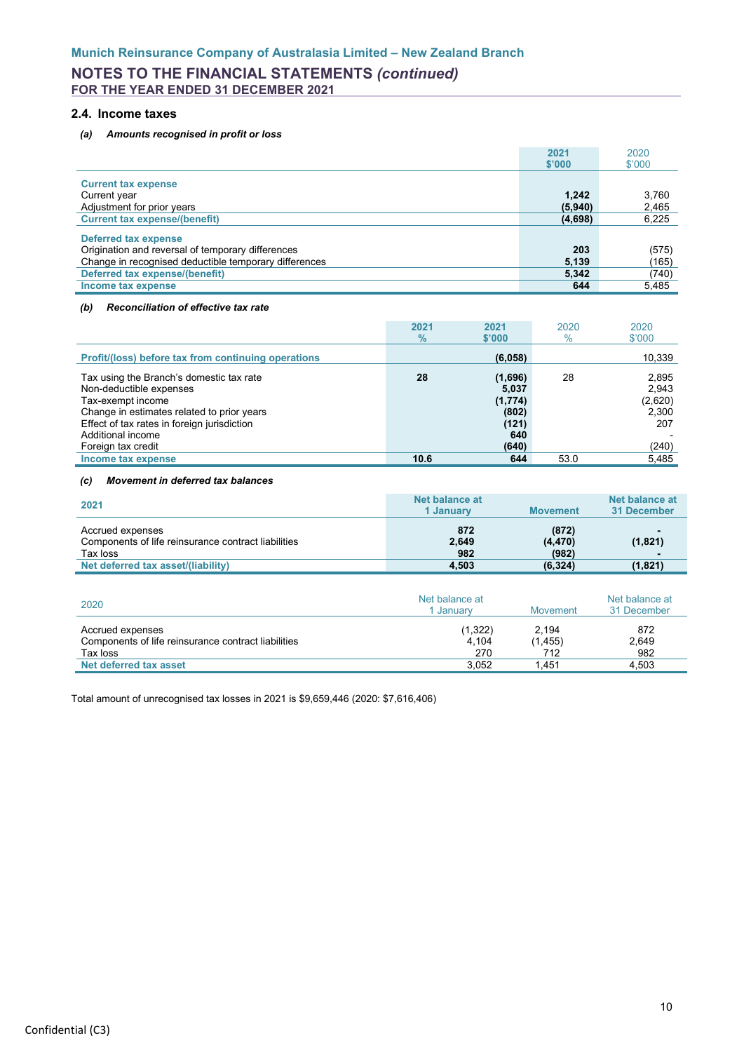### 2.4. Income taxes

***(a) Amounts recognised in profit or loss***

| | 2021 $'000 | 2020 $'000 |
|---|---|---|
| **Current tax expense** | | |
| Current year | **1,242** | 3,760 |
| Adjustment for prior years | **(5,940)** | 2,465 |
| **Current tax expense/(benefit)** | **(4,698)** | 6,225 |
| **Deferred tax expense** | | |
| Origination and reversal of temporary differences | **203** | (575) |
| Change in recognised deductible temporary differences | **5,139** | (165) |
| **Deferred tax expense/(benefit)** | **5,342** | (740) |
| **Income tax expense** | **644** | 5,485 |

***(b) Reconciliation of effective tax rate***

| | 2021 % | 2021 $'000 | 2020 % | 2020 $'000 |
|---|---|---|---|---|
| **Profit/(loss) before tax from continuing operations** | | **(6,058)** | | 10,339 |
| Tax using the Branch's domestic tax rate | **28** | **(1,696)** | 28 | 2,895 |
| Non-deductible expenses | | **5,037** | | 2,943 |
| Tax-exempt income | | **(1,774)** | | (2,620) |
| Change in estimates related to prior years | | **(802)** | | 2,300 |
| Effect of tax rates in foreign jurisdiction | | **(121)** | | 207 |
| Additional income | | **640** | | - |
| Foreign tax credit | | **(640)** | | (240) |
| **Income tax expense** | **10.6** | **644** | 53.0 | 5,485 |

***(c) Movement in deferred tax balances***

| **2021** | **Net balance at 1 January** | **Movement** | **Net balance at 31 December** |
|---|---|---|---|
| Accrued expenses | **872** | **(872)** | **-** |
| Components of life reinsurance contract liabilities | **2,649** | **(4,470)** | **(1,821)** |
| Tax loss | **982** | **(982)** | **-** |
| **Net deferred tax asset/(liability)** | **4,503** | **(6,324)** | **(1,821)** |

| 2020 | Net balance at 1 January | Movement | Net balance at 31 December |
|---|---|---|---|
| Accrued expenses | (1,322) | 2,194 | 872 |
| Components of life reinsurance contract liabilities | 4,104 | (1,455) | 2,649 |
| Tax loss | 270 | 712 | 982 |
| **Net deferred tax asset** | 3,052 | 1,451 | 4,503 |

Total amount of unrecognised tax losses in 2021 is $9,659,446 (2020: $7,616,406)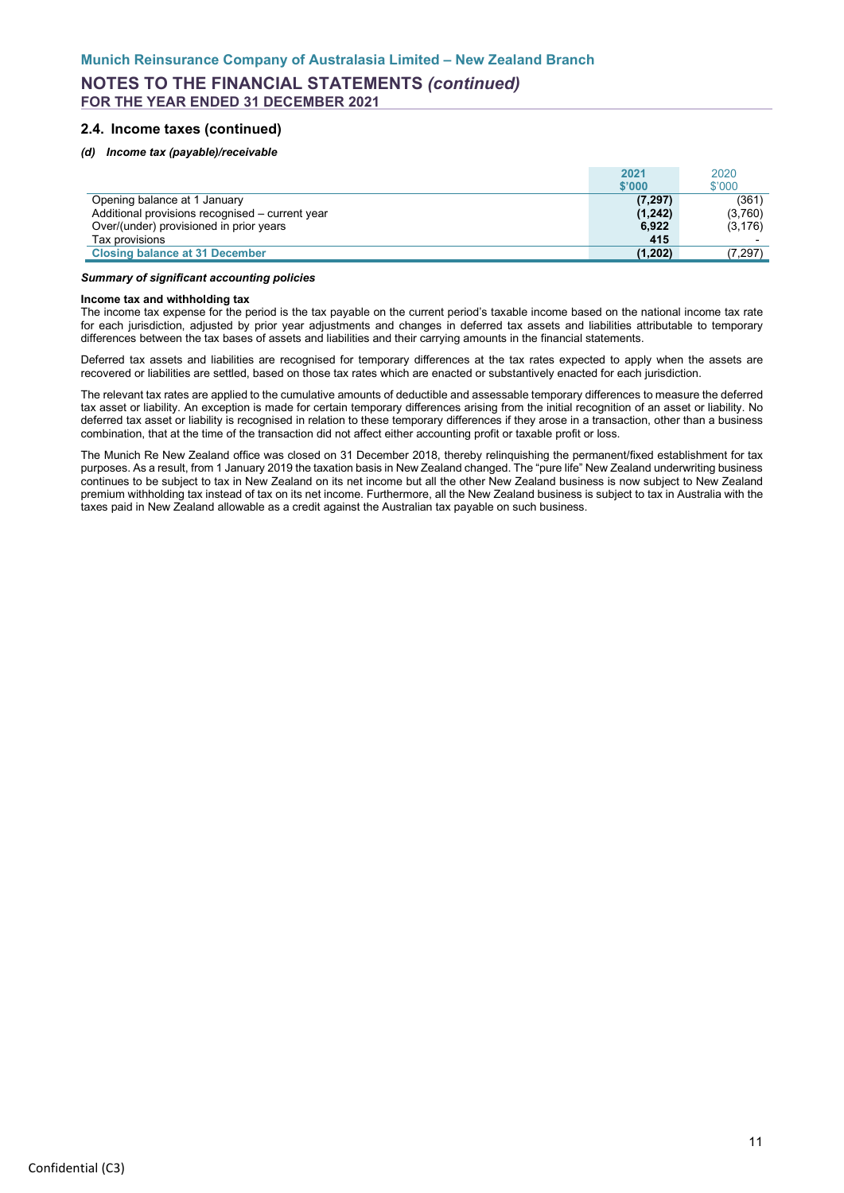## 2.4. Income taxes (continued)

### *(d) Income tax (payable)/receivable*

| | 2021 $'000 | 2020 $'000 |
|---|---|---|
| Opening balance at 1 January | **(7,297)** | (361) |
| Additional provisions recognised – current year | **(1,242)** | (3,760) |
| Over/(under) provisioned in prior years | **6,922** | (3,176) |
| Tax provisions | **415** | - |
| **Closing balance at 31 December** | **(1,202)** | (7,297) |

***Summary of significant accounting policies***

**Income tax and withholding tax**

The income tax expense for the period is the tax payable on the current period's taxable income based on the national income tax rate for each jurisdiction, adjusted by prior year adjustments and changes in deferred tax assets and liabilities attributable to temporary differences between the tax bases of assets and liabilities and their carrying amounts in the financial statements.

Deferred tax assets and liabilities are recognised for temporary differences at the tax rates expected to apply when the assets are recovered or liabilities are settled, based on those tax rates which are enacted or substantively enacted for each jurisdiction.

The relevant tax rates are applied to the cumulative amounts of deductible and assessable temporary differences to measure the deferred tax asset or liability. An exception is made for certain temporary differences arising from the initial recognition of an asset or liability. No deferred tax asset or liability is recognised in relation to these temporary differences if they arose in a transaction, other than a business combination, that at the time of the transaction did not affect either accounting profit or taxable profit or loss.

The Munich Re New Zealand office was closed on 31 December 2018, thereby relinquishing the permanent/fixed establishment for tax purposes. As a result, from 1 January 2019 the taxation basis in New Zealand changed. The "pure life" New Zealand underwriting business continues to be subject to tax in New Zealand on its net income but all the other New Zealand business is now subject to New Zealand premium withholding tax instead of tax on its net income. Furthermore, all the New Zealand business is subject to tax in Australia with the taxes paid in New Zealand allowable as a credit against the Australian tax payable on such business.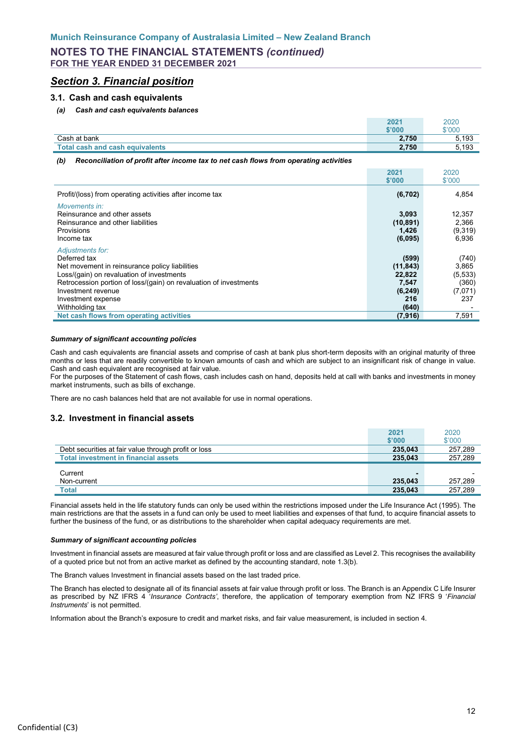# Section 3. Financial position

## 3.1. Cash and cash equivalents

### *(a) Cash and cash equivalents balances*

| | 2021 $'000 | 2020 $'000 |
|---|---|---|
| Cash at bank | **2,750** | 5,193 |
| **Total cash and cash equivalents** | **2,750** | 5,193 |

### *(b) Reconciliation of profit after income tax to net cash flows from operating activities*

| | 2021 $'000 | 2020 $'000 |
|---|---|---|
| Profit/(loss) from operating activities after income tax | **(6,702)** | 4,854 |
| *Movements in:* | | |
| Reinsurance and other assets | **3,093** | 12,357 |
| Reinsurance and other liabilities | **(10,891)** | 2,366 |
| Provisions | **1,426** | (9,319) |
| Income tax | **(6,095)** | 6,936 |
| *Adjustments for:* | | |
| Deferred tax | **(599)** | (740) |
| Net movement in reinsurance policy liabilities | **(11,843)** | 3,865 |
| Loss/(gain) on revaluation of investments | **22,822** | (5,533) |
| Retrocession portion of loss/(gain) on revaluation of investments | **7,547** | (360) |
| Investment revenue | **(6,249)** | (7,071) |
| Investment expense | **216** | 237 |
| Withholding tax | **(640)** | - |
| **Net cash flows from operating activities** | **(7,916)** | 7,591 |

***Summary of significant accounting policies***

Cash and cash equivalents are financial assets and comprise of cash at bank plus short-term deposits with an original maturity of three months or less that are readily convertible to known amounts of cash and which are subject to an insignificant risk of change in value. Cash and cash equivalent are recognised at fair value.
For the purposes of the Statement of cash flows, cash includes cash on hand, deposits held at call with banks and investments in money market instruments, such as bills of exchange.

There are no cash balances held that are not available for use in normal operations.

## 3.2. Investment in financial assets

| | 2021 $'000 | 2020 $'000 |
|---|---|---|
| Debt securities at fair value through profit or loss | **235,043** | 257,289 |
| **Total investment in financial assets** | **235,043** | 257,289 |
| | | |
| Current | **-** | - |
| Non-current | **235,043** | 257,289 |
| **Total** | **235,043** | 257,289 |

Financial assets held in the life statutory funds can only be used within the restrictions imposed under the Life Insurance Act (1995). The main restrictions are that the assets in a fund can only be used to meet liabilities and expenses of that fund, to acquire financial assets to further the business of the fund, or as distributions to the shareholder when capital adequacy requirements are met.

***Summary of significant accounting policies***

Investment in financial assets are measured at fair value through profit or loss and are classified as Level 2. This recognises the availability of a quoted price but not from an active market as defined by the accounting standard, note 1.3(b).

The Branch values Investment in financial assets based on the last traded price.

The Branch has elected to designate all of its financial assets at fair value through profit or loss. The Branch is an Appendix C Life Insurer as prescribed by NZ IFRS 4 '*Insurance Contracts*', therefore, the application of temporary exemption from NZ IFRS 9 '*Financial Instruments*' is not permitted.

Information about the Branch's exposure to credit and market risks, and fair value measurement, is included in section 4.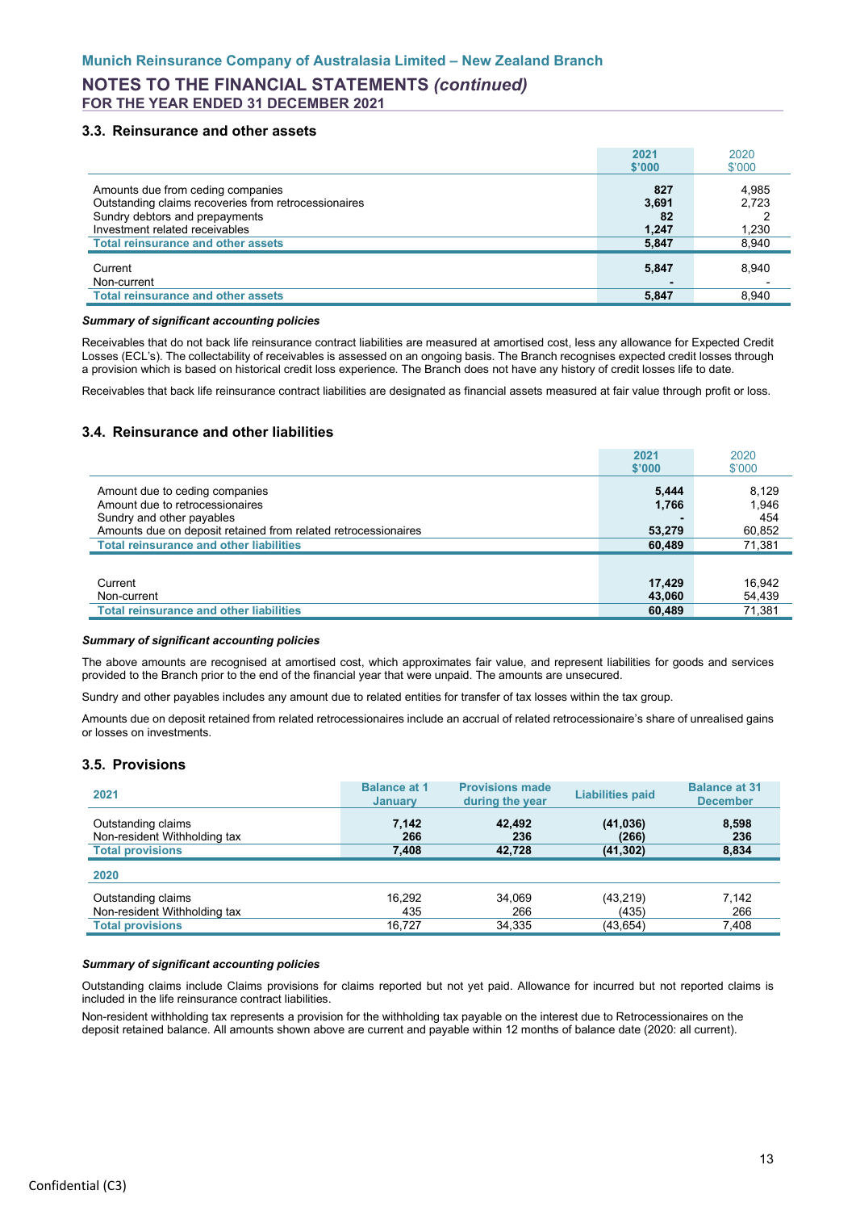# Munich Reinsurance Company of Australasia Limited – New Zealand Branch

## NOTES TO THE FINANCIAL STATEMENTS *(continued)*

**FOR THE YEAR ENDED 31 DECEMBER 2021**

### 3.3. Reinsurance and other assets

| | 2021 $'000 | 2020 $'000 |
|---|---|---|
| Amounts due from ceding companies | 827 | 4,985 |
| Outstanding claims recoveries from retrocessionaires | 3,691 | 2,723 |
| Sundry debtors and prepayments | 82 | 2 |
| Investment related receivables | 1,247 | 1,230 |
| **Total reinsurance and other assets** | **5,847** | **8,940** |
| Current | 5,847 | 8,940 |
| Non-current | - | - |
| **Total reinsurance and other assets** | **5,847** | **8,940** |

***Summary of significant accounting policies***

Receivables that do not back life reinsurance contract liabilities are measured at amortised cost, less any allowance for Expected Credit Losses (ECL's). The collectability of receivables is assessed on an ongoing basis. The Branch recognises expected credit losses through a provision which is based on historical credit loss experience. The Branch does not have any history of credit losses life to date.

Receivables that back life reinsurance contract liabilities are designated as financial assets measured at fair value through profit or loss.

### 3.4. Reinsurance and other liabilities

| | 2021 $'000 | 2020 $'000 |
|---|---|---|
| Amount due to ceding companies | 5,444 | 8,129 |
| Amount due to retrocessionaires | 1,766 | 1,946 |
| Sundry and other payables | - | 454 |
| Amounts due on deposit retained from related retrocessionaires | 53,279 | 60,852 |
| **Total reinsurance and other liabilities** | **60,489** | **71,381** |
| Current | 17,429 | 16,942 |
| Non-current | 43,060 | 54,439 |
| **Total reinsurance and other liabilities** | **60,489** | **71,381** |

***Summary of significant accounting policies***

The above amounts are recognised at amortised cost, which approximates fair value, and represent liabilities for goods and services provided to the Branch prior to the end of the financial year that were unpaid. The amounts are unsecured.

Sundry and other payables includes any amount due to related entities for transfer of tax losses within the tax group.

Amounts due on deposit retained from related retrocessionaires include an accrual of related retrocessionaire's share of unrealised gains or losses on investments.

### 3.5. Provisions

| 2021 | Balance at 1 January | Provisions made during the year | Liabilities paid | Balance at 31 December |
|---|---|---|---|---|
| Outstanding claims | 7,142 | 42,492 | (41,036) | 8,598 |
| Non-resident Withholding tax | 266 | 236 | (266) | 236 |
| **Total provisions** | **7,408** | **42,728** | **(41,302)** | **8,834** |
| **2020** | | | | |
| Outstanding claims | 16,292 | 34,069 | (43,219) | 7,142 |
| Non-resident Withholding tax | 435 | 266 | (435) | 266 |
| **Total provisions** | **16,727** | **34,335** | **(43,654)** | **7,408** |

***Summary of significant accounting policies***

Outstanding claims include Claims provisions for claims reported but not yet paid. Allowance for incurred but not reported claims is included in the life reinsurance contract liabilities.

Non-resident withholding tax represents a provision for the withholding tax payable on the interest due to Retrocessionaires on the deposit retained balance. All amounts shown above are current and payable within 12 months of balance date (2020: all current).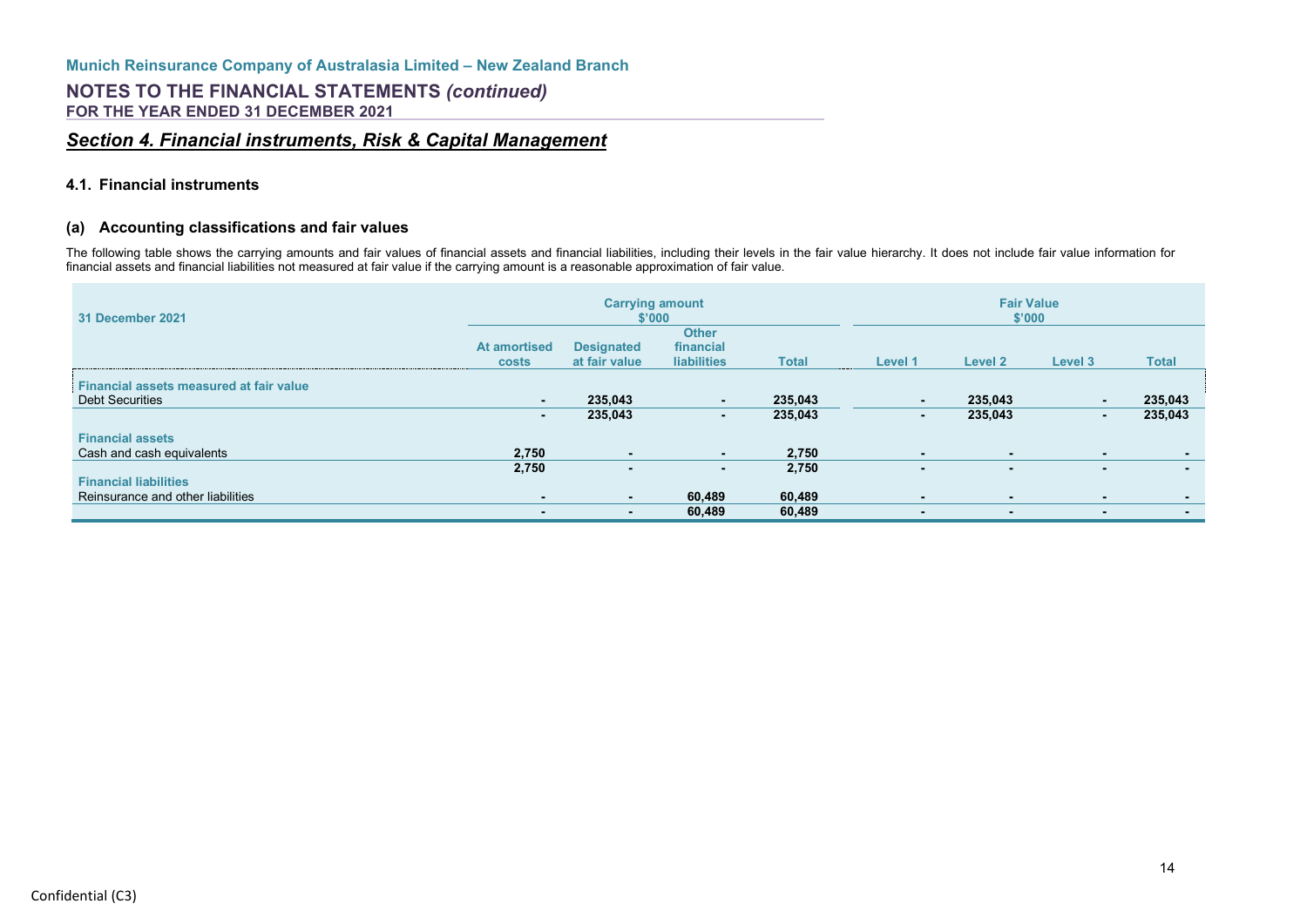## Section 4. Financial instruments, Risk & Capital Management

### 4.1. Financial instruments

#### (a) Accounting classifications and fair values

The following table shows the carrying amounts and fair values of financial assets and financial liabilities, including their levels in the fair value hierarchy. It does not include fair value information for financial assets and financial liabilities not measured at fair value if the carrying amount is a reasonable approximation of fair value.

| 31 December 2021 | Carrying amount $'000 | | | | Fair Value $'000 | | | |
|---|---|---|---|---|---|---|---|---|
| | At amortised costs | Designated at fair value | Other financial liabilities | Total | Level 1 | Level 2 | Level 3 | Total |
| **Financial assets measured at fair value** | | | | | | | | |
| Debt Securities | - | 235,043 | - | 235,043 | - | 235,043 | - | 235,043 |
| | **-** | **235,043** | **-** | **235,043** | **-** | **235,043** | **-** | **235,043** |
| **Financial assets** | | | | | | | | |
| Cash and cash equivalents | 2,750 | - | - | 2,750 | - | - | - | - |
| | **2,750** | **-** | **-** | **2,750** | **-** | **-** | **-** | **-** |
| **Financial liabilities** | | | | | | | | |
| Reinsurance and other liabilities | - | - | 60,489 | 60,489 | - | - | - | - |
| | **-** | **-** | **60,489** | **60,489** | **-** | **-** | **-** | **-** |

Confidential (C3)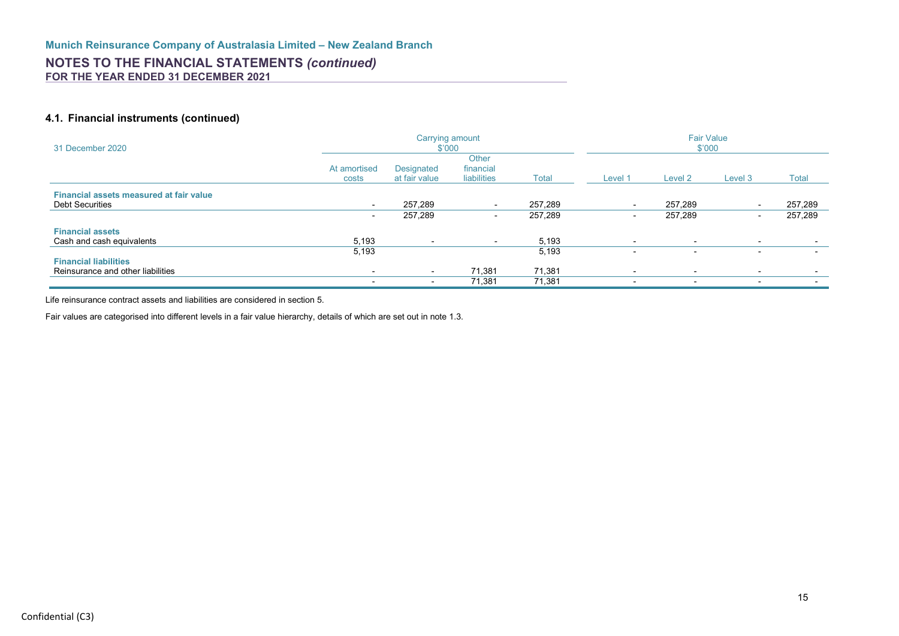#### 4.1. Financial instruments (continued)

| 31 December 2020 | Carrying amount $'000 | | | | Fair Value $'000 | | | |
|---|---|---|---|---|---|---|---|---|
| | At amortised costs | Designated at fair value | Other financial liabilities | Total | Level 1 | Level 2 | Level 3 | Total |
| **Financial assets measured at fair value** | | | | | | | | |
| Debt Securities | - | 257,289 | - | 257,289 | - | 257,289 | - | 257,289 |
| | - | 257,289 | - | 257,289 | - | 257,289 | - | 257,289 |
| **Financial assets** | | | | | | | | |
| Cash and cash equivalents | 5,193 | - | - | 5,193 | - | - | - | - |
| | 5,193 | | | 5,193 | - | - | - | - |
| **Financial liabilities** | | | | | | | | |
| Reinsurance and other liabilities | - | - | 71,381 | 71,381 | - | - | - | - |
| | - | - | 71,381 | 71,381 | - | - | - | - |

Life reinsurance contract assets and liabilities are considered in section 5.

Fair values are categorised into different levels in a fair value hierarchy, details of which are set out in note 1.3.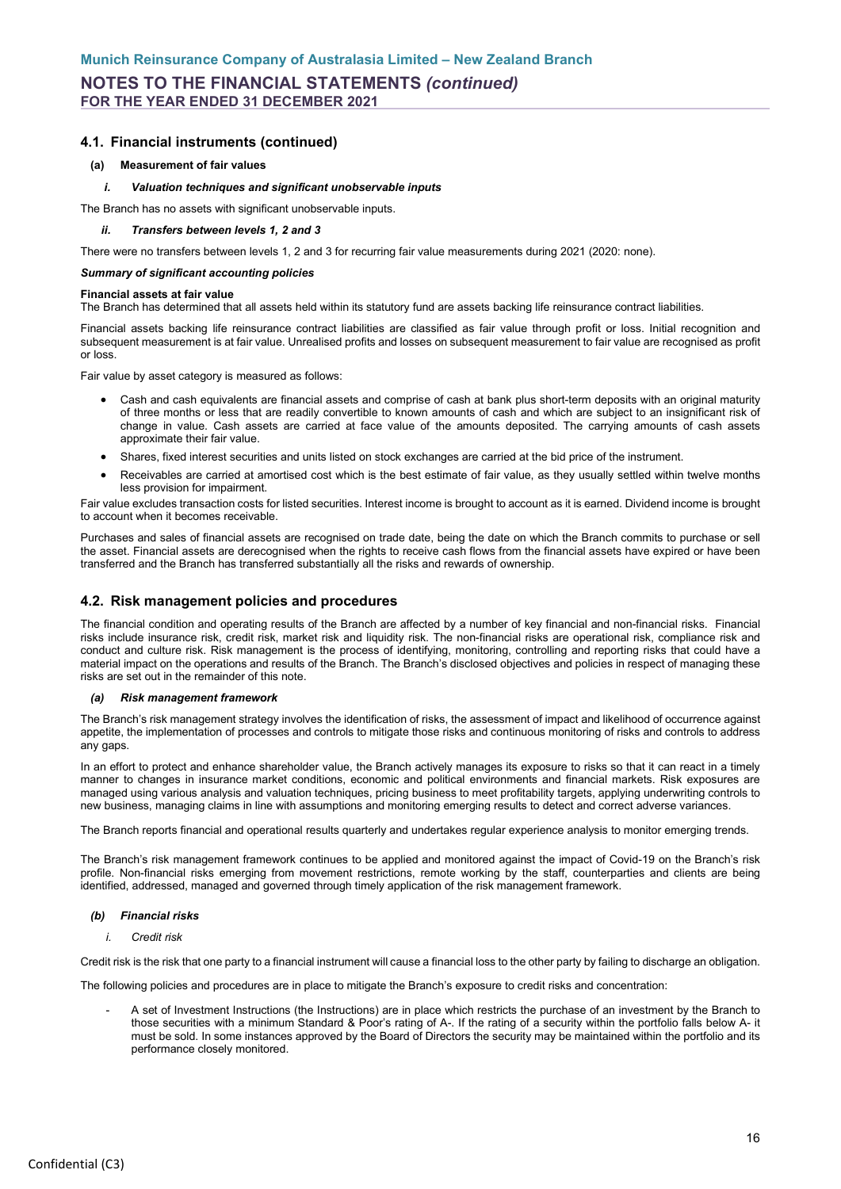## 4.1. Financial instruments (continued)

**(a) Measurement of fair values**

***i. Valuation techniques and significant unobservable inputs***

The Branch has no assets with significant unobservable inputs.

***ii. Transfers between levels 1, 2 and 3***

There were no transfers between levels 1, 2 and 3 for recurring fair value measurements during 2021 (2020: none).

***Summary of significant accounting policies***

**Financial assets at fair value**

The Branch has determined that all assets held within its statutory fund are assets backing life reinsurance contract liabilities.

Financial assets backing life reinsurance contract liabilities are classified as fair value through profit or loss. Initial recognition and subsequent measurement is at fair value. Unrealised profits and losses on subsequent measurement to fair value are recognised as profit or loss.

Fair value by asset category is measured as follows:

- Cash and cash equivalents are financial assets and comprise of cash at bank plus short-term deposits with an original maturity of three months or less that are readily convertible to known amounts of cash and which are subject to an insignificant risk of change in value. Cash assets are carried at face value of the amounts deposited. The carrying amounts of cash assets approximate their fair value.
- Shares, fixed interest securities and units listed on stock exchanges are carried at the bid price of the instrument.
- Receivables are carried at amortised cost which is the best estimate of fair value, as they usually settled within twelve months less provision for impairment.

Fair value excludes transaction costs for listed securities. Interest income is brought to account as it is earned. Dividend income is brought to account when it becomes receivable.

Purchases and sales of financial assets are recognised on trade date, being the date on which the Branch commits to purchase or sell the asset. Financial assets are derecognised when the rights to receive cash flows from the financial assets have expired or have been transferred and the Branch has transferred substantially all the risks and rewards of ownership.

## 4.2. Risk management policies and procedures

The financial condition and operating results of the Branch are affected by a number of key financial and non-financial risks. Financial risks include insurance risk, credit risk, market risk and liquidity risk. The non-financial risks are operational risk, compliance risk and conduct and culture risk. Risk management is the process of identifying, monitoring, controlling and reporting risks that could have a material impact on the operations and results of the Branch. The Branch's disclosed objectives and policies in respect of managing these risks are set out in the remainder of this note.

***(a) Risk management framework***

The Branch's risk management strategy involves the identification of risks, the assessment of impact and likelihood of occurrence against appetite, the implementation of processes and controls to mitigate those risks and continuous monitoring of risks and controls to address any gaps.

In an effort to protect and enhance shareholder value, the Branch actively manages its exposure to risks so that it can react in a timely manner to changes in insurance market conditions, economic and political environments and financial markets. Risk exposures are managed using various analysis and valuation techniques, pricing business to meet profitability targets, applying underwriting controls to new business, managing claims in line with assumptions and monitoring emerging results to detect and correct adverse variances.

The Branch reports financial and operational results quarterly and undertakes regular experience analysis to monitor emerging trends.

The Branch's risk management framework continues to be applied and monitored against the impact of Covid-19 on the Branch's risk profile. Non-financial risks emerging from movement restrictions, remote working by the staff, counterparties and clients are being identified, addressed, managed and governed through timely application of the risk management framework.

***(b) Financial risks***

*i. Credit risk*

Credit risk is the risk that one party to a financial instrument will cause a financial loss to the other party by failing to discharge an obligation.

The following policies and procedures are in place to mitigate the Branch's exposure to credit risks and concentration:

- A set of Investment Instructions (the Instructions) are in place which restricts the purchase of an investment by the Branch to those securities with a minimum Standard & Poor's rating of A-. If the rating of a security within the portfolio falls below A- it must be sold. In some instances approved by the Board of Directors the security may be maintained within the portfolio and its performance closely monitored.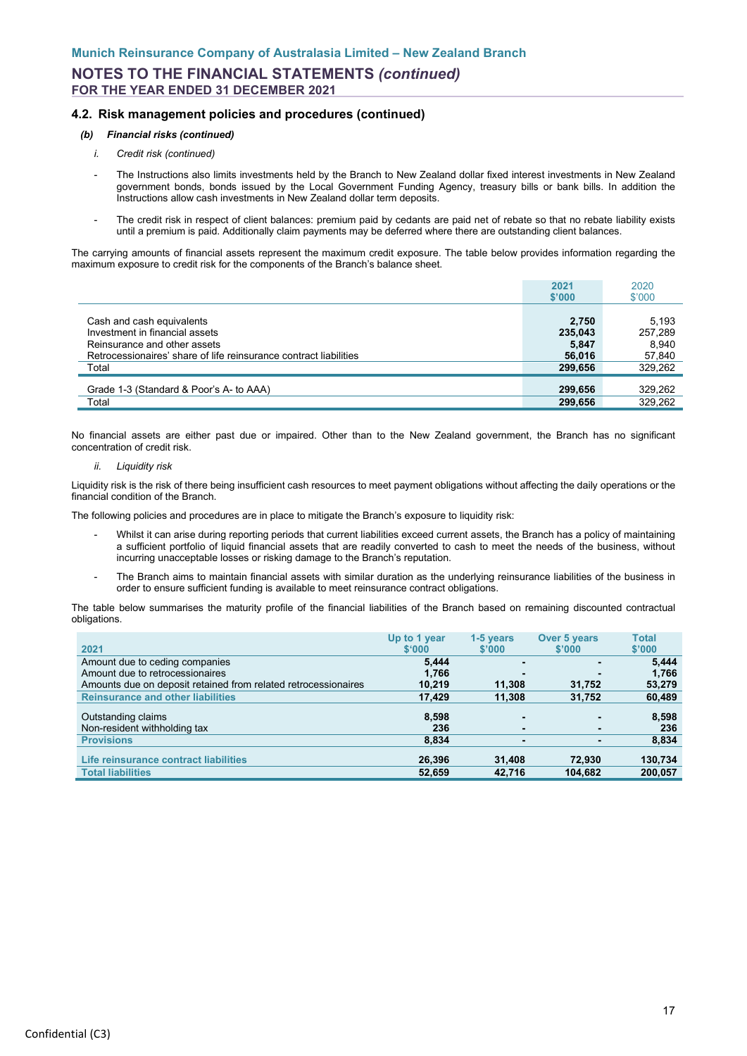### 4.2. Risk management policies and procedures (continued)

#### *(b) Financial risks (continued)*

*i. Credit risk (continued)*

- The Instructions also limits investments held by the Branch to New Zealand dollar fixed interest investments in New Zealand government bonds, bonds issued by the Local Government Funding Agency, treasury bills or bank bills. In addition the Instructions allow cash investments in New Zealand dollar term deposits.
- The credit risk in respect of client balances: premium paid by cedants are paid net of rebate so that no rebate liability exists until a premium is paid. Additionally claim payments may be deferred where there are outstanding client balances.

The carrying amounts of financial assets represent the maximum credit exposure. The table below provides information regarding the maximum exposure to credit risk for the components of the Branch's balance sheet.

| | **2021 $'000** | 2020 $'000 |
|---|---|---|
| Cash and cash equivalents | **2,750** | 5,193 |
| Investment in financial assets | **235,043** | 257,289 |
| Reinsurance and other assets | **5,847** | 8,940 |
| Retrocessionaires' share of life reinsurance contract liabilities | **56,016** | 57,840 |
| Total | **299,656** | 329,262 |
| Grade 1-3 (Standard & Poor's A- to AAA) | **299,656** | 329,262 |
| Total | **299,656** | 329,262 |

No financial assets are either past due or impaired. Other than to the New Zealand government, the Branch has no significant concentration of credit risk.

*ii. Liquidity risk*

Liquidity risk is the risk of there being insufficient cash resources to meet payment obligations without affecting the daily operations or the financial condition of the Branch.

The following policies and procedures are in place to mitigate the Branch's exposure to liquidity risk:

- Whilst it can arise during reporting periods that current liabilities exceed current assets, the Branch has a policy of maintaining a sufficient portfolio of liquid financial assets that are readily converted to cash to meet the needs of the business, without incurring unacceptable losses or risking damage to the Branch's reputation.
- The Branch aims to maintain financial assets with similar duration as the underlying reinsurance liabilities of the business in order to ensure sufficient funding is available to meet reinsurance contract obligations.

The table below summarises the maturity profile of the financial liabilities of the Branch based on remaining discounted contractual obligations.

| **2021** | **Up to 1 year $'000** | **1-5 years $'000** | **Over 5 years $'000** | **Total $'000** |
|---|---|---|---|---|
| Amount due to ceding companies | **5,444** | **-** | **-** | **5,444** |
| Amount due to retrocessionaires | **1,766** | **-** | **-** | **1,766** |
| Amounts due on deposit retained from related retrocessionaires | **10,219** | **11,308** | **31,752** | **53,279** |
| **Reinsurance and other liabilities** | **17,429** | **11,308** | **31,752** | **60,489** |
| Outstanding claims | **8,598** | **-** | **-** | **8,598** |
| Non-resident withholding tax | **236** | **-** | **-** | **236** |
| **Provisions** | **8,834** | **-** | **-** | **8,834** |
| **Life reinsurance contract liabilities** | **26,396** | **31,408** | **72,930** | **130,734** |
| **Total liabilities** | **52,659** | **42,716** | **104,682** | **200,057** |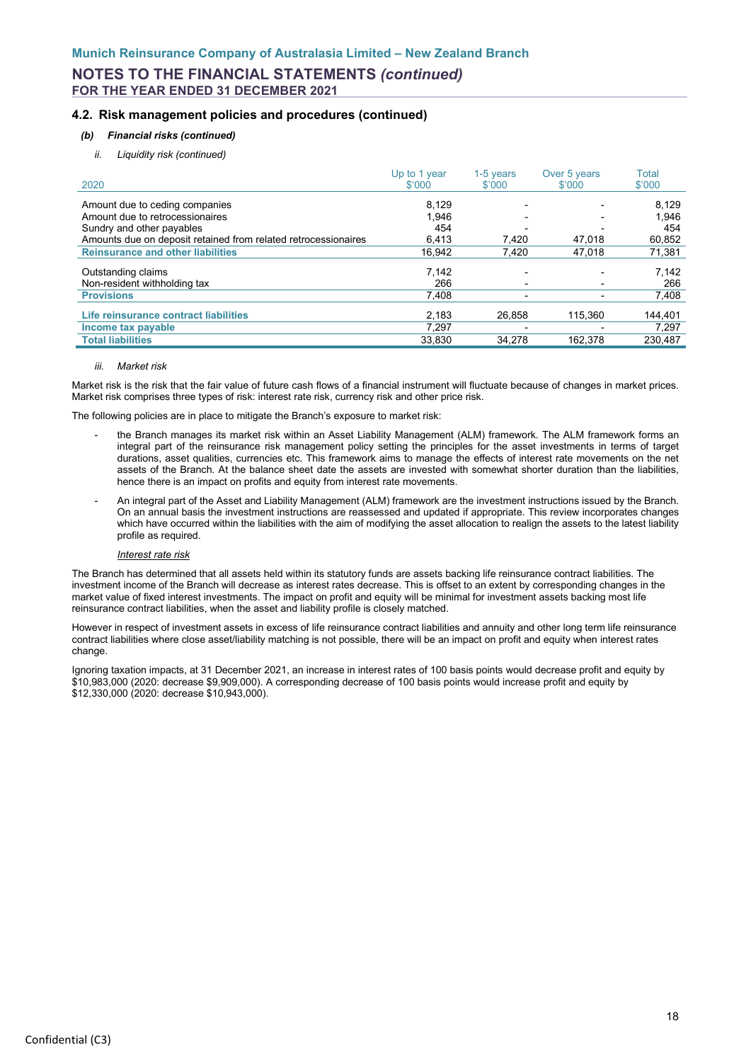### 4.2. Risk management policies and procedures (continued)

#### *(b) Financial risks (continued)*

*ii. Liquidity risk (continued)*

| 2020 | Up to 1 year $'000 | 1-5 years $'000 | Over 5 years $'000 | Total $'000 |
|---|---|---|---|---|
| Amount due to ceding companies | 8,129 | - | - | 8,129 |
| Amount due to retrocessionaires | 1,946 | - | - | 1,946 |
| Sundry and other payables | 454 | - | - | 454 |
| Amounts due on deposit retained from related retrocessionaires | 6,413 | 7,420 | 47,018 | 60,852 |
| **Reinsurance and other liabilities** | 16,942 | 7,420 | 47,018 | 71,381 |
| Outstanding claims | 7,142 | - | - | 7,142 |
| Non-resident withholding tax | 266 | - | - | 266 |
| **Provisions** | 7,408 | - | - | 7,408 |
| **Life reinsurance contract liabilities** | 2,183 | 26,858 | 115,360 | 144,401 |
| **Income tax payable** | 7,297 | - | - | 7,297 |
| **Total liabilities** | 33,830 | 34,278 | 162,378 | 230,487 |

*iii. Market risk*

Market risk is the risk that the fair value of future cash flows of a financial instrument will fluctuate because of changes in market prices. Market risk comprises three types of risk: interest rate risk, currency risk and other price risk.

The following policies are in place to mitigate the Branch's exposure to market risk:

- the Branch manages its market risk within an Asset Liability Management (ALM) framework. The ALM framework forms an integral part of the reinsurance risk management policy setting the principles for the asset investments in terms of target durations, asset qualities, currencies etc. This framework aims to manage the effects of interest rate movements on the net assets of the Branch. At the balance sheet date the assets are invested with somewhat shorter duration than the liabilities, hence there is an impact on profits and equity from interest rate movements.
- An integral part of the Asset and Liability Management (ALM) framework are the investment instructions issued by the Branch. On an annual basis the investment instructions are reassessed and updated if appropriate. This review incorporates changes which have occurred within the liabilities with the aim of modifying the asset allocation to realign the assets to the latest liability profile as required.

*Interest rate risk*

The Branch has determined that all assets held within its statutory funds are assets backing life reinsurance contract liabilities. The investment income of the Branch will decrease as interest rates decrease. This is offset to an extent by corresponding changes in the market value of fixed interest investments. The impact on profit and equity will be minimal for investment assets backing most life reinsurance contract liabilities, when the asset and liability profile is closely matched.

However in respect of investment assets in excess of life reinsurance contract liabilities and annuity and other long term life reinsurance contract liabilities where close asset/liability matching is not possible, there will be an impact on profit and equity when interest rates change.

Ignoring taxation impacts, at 31 December 2021, an increase in interest rates of 100 basis points would decrease profit and equity by $10,983,000 (2020: decrease $9,909,000). A corresponding decrease of 100 basis points would increase profit and equity by $12,330,000 (2020: decrease $10,943,000).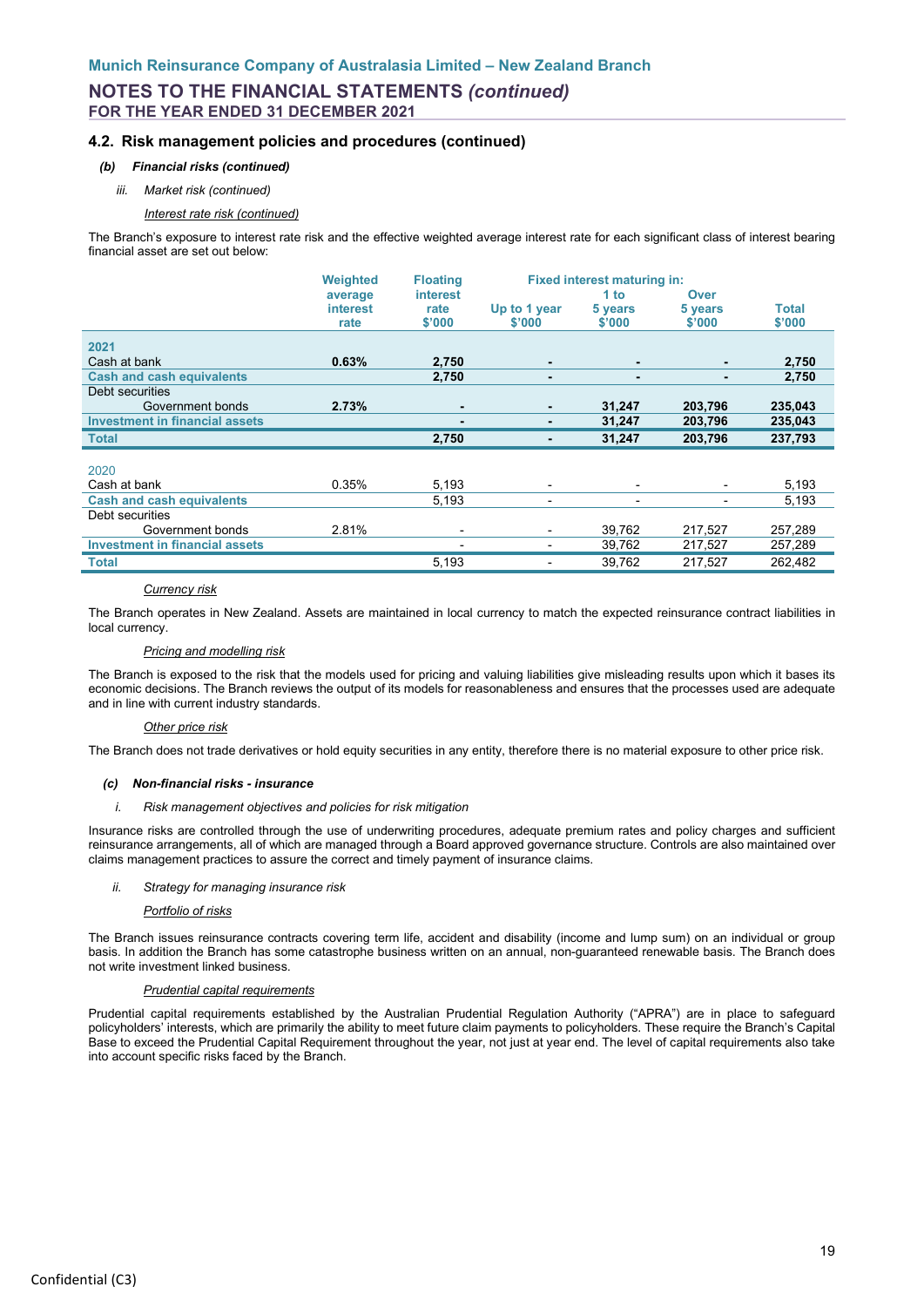### 4.2. Risk management policies and procedures (continued)

#### *(b) Financial risks (continued)*

*iii. Market risk (continued)*

*Interest rate risk (continued)*

The Branch's exposure to interest rate risk and the effective weighted average interest rate for each significant class of interest bearing financial asset are set out below:

| | Weighted average interest rate | Floating interest rate $'000 | Fixed interest maturing in: Up to 1 year $'000 | 1 to 5 years $'000 | Over 5 years $'000 | Total $'000 |
|---|---|---|---|---|---|---|
| **2021** | | | | | | |
| Cash at bank | **0.63%** | **2,750** | **-** | **-** | **-** | **2,750** |
| **Cash and cash equivalents** | | **2,750** | **-** | **-** | **-** | **2,750** |
| Debt securities | | | | | | |
| Government bonds | **2.73%** | **-** | **-** | **31,247** | **203,796** | **235,043** |
| **Investment in financial assets** | | **-** | **-** | **31,247** | **203,796** | **235,043** |
| **Total** | | **2,750** | **-** | **31,247** | **203,796** | **237,793** |
| 2020 | | | | | | |
| Cash at bank | 0.35% | 5,193 | - | - | - | 5,193 |
| **Cash and cash equivalents** | | 5,193 | - | - | - | 5,193 |
| Debt securities | | | | | | |
| Government bonds | 2.81% | - | - | 39,762 | 217,527 | 257,289 |
| **Investment in financial assets** | | - | - | 39,762 | 217,527 | 257,289 |
| **Total** | | 5,193 | - | 39,762 | 217,527 | 262,482 |

*Currency risk*

The Branch operates in New Zealand. Assets are maintained in local currency to match the expected reinsurance contract liabilities in local currency.

*Pricing and modelling risk*

The Branch is exposed to the risk that the models used for pricing and valuing liabilities give misleading results upon which it bases its economic decisions. The Branch reviews the output of its models for reasonableness and ensures that the processes used are adequate and in line with current industry standards.

*Other price risk*

The Branch does not trade derivatives or hold equity securities in any entity, therefore there is no material exposure to other price risk.

#### *(c) Non-financial risks - insurance*

*i. Risk management objectives and policies for risk mitigation*

Insurance risks are controlled through the use of underwriting procedures, adequate premium rates and policy charges and sufficient reinsurance arrangements, all of which are managed through a Board approved governance structure. Controls are also maintained over claims management practices to assure the correct and timely payment of insurance claims.

*ii. Strategy for managing insurance risk*

*Portfolio of risks*

The Branch issues reinsurance contracts covering term life, accident and disability (income and lump sum) on an individual or group basis. In addition the Branch has some catastrophe business written on an annual, non-guaranteed renewable basis. The Branch does not write investment linked business.

*Prudential capital requirements*

Prudential capital requirements established by the Australian Prudential Regulation Authority ("APRA") are in place to safeguard policyholders' interests, which are primarily the ability to meet future claim payments to policyholders. These require the Branch's Capital Base to exceed the Prudential Capital Requirement throughout the year, not just at year end. The level of capital requirements also take into account specific risks faced by the Branch.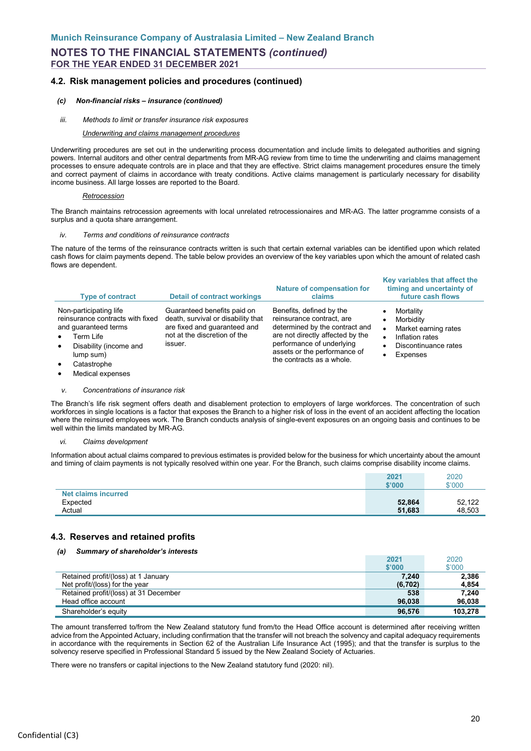### 4.2. Risk management policies and procedures (continued)

#### *(c) Non-financial risks – insurance (continued)*

*iii. Methods to limit or transfer insurance risk exposures*

*Underwriting and claims management procedures*

Underwriting procedures are set out in the underwriting process documentation and include limits to delegated authorities and signing powers. Internal auditors and other central departments from MR-AG review from time to time the underwriting and claims management processes to ensure adequate controls are in place and that they are effective. Strict claims management procedures ensure the timely and correct payment of claims in accordance with treaty conditions. Active claims management is particularly necessary for disability income business. All large losses are reported to the Board.

*Retrocession*

The Branch maintains retrocession agreements with local unrelated retrocessionaires and MR-AG. The latter programme consists of a surplus and a quota share arrangement.

*iv. Terms and conditions of reinsurance contracts*

The nature of the terms of the reinsurance contracts written is such that certain external variables can be identified upon which related cash flows for claim payments depend. The table below provides an overview of the key variables upon which the amount of related cash flows are dependent.

| Type of contract | Detail of contract workings | Nature of compensation for claims | Key variables that affect the timing and uncertainty of future cash flows |
|---|---|---|---|
| Non-participating life reinsurance contracts with fixed and guaranteed terms<br>• Term Life<br>• Disability (income and lump sum)<br>• Catastrophe<br>• Medical expenses | Guaranteed benefits paid on death, survival or disability that are fixed and guaranteed and not at the discretion of the issuer. | Benefits, defined by the reinsurance contract, are determined by the contract and are not directly affected by the performance of underlying assets or the performance of the contracts as a whole. | • Mortality<br>• Morbidity<br>• Market earning rates<br>• Inflation rates<br>• Discontinuance rates<br>• Expenses |

*v. Concentrations of insurance risk*

The Branch's life risk segment offers death and disablement protection to employers of large workforces. The concentration of such workforces in single locations is a factor that exposes the Branch to a higher risk of loss in the event of an accident affecting the location where the reinsured employees work. The Branch conducts analysis of single-event exposures on an ongoing basis and continues to be well within the limits mandated by MR-AG.

*vi. Claims development*

Information about actual claims compared to previous estimates is provided below for the business for which uncertainty about the amount and timing of claim payments is not typically resolved within one year. For the Branch, such claims comprise disability income claims.

| | 2021<br>$'000 | 2020<br>$'000 |
|---|---|---|
| **Net claims incurred** | | |
| Expected | **52,864** | 52,122 |
| Actual | **51,683** | 48,503 |

### 4.3. Reserves and retained profits

#### *(a) Summary of shareholder's interests*

| | 2021<br>$'000 | 2020<br>$'000 |
|---|---|---|
| Retained profit/(loss) at 1 January | **7,240** | **2,386** |
| Net profit/(loss) for the year | **(6,702)** | **4,854** |
| Retained profit/(loss) at 31 December | **538** | **7,240** |
| Head office account | **96,038** | **96,038** |
| Shareholder's equity | **96,576** | **103,278** |

The amount transferred to/from the New Zealand statutory fund from/to the Head Office account is determined after receiving written advice from the Appointed Actuary, including confirmation that the transfer will not breach the solvency and capital adequacy requirements in accordance with the requirements in Section 62 of the Australian Life Insurance Act (1995); and that the transfer is surplus to the solvency reserve specified in Professional Standard 5 issued by the New Zealand Society of Actuaries.

There were no transfers or capital injections to the New Zealand statutory fund (2020: nil).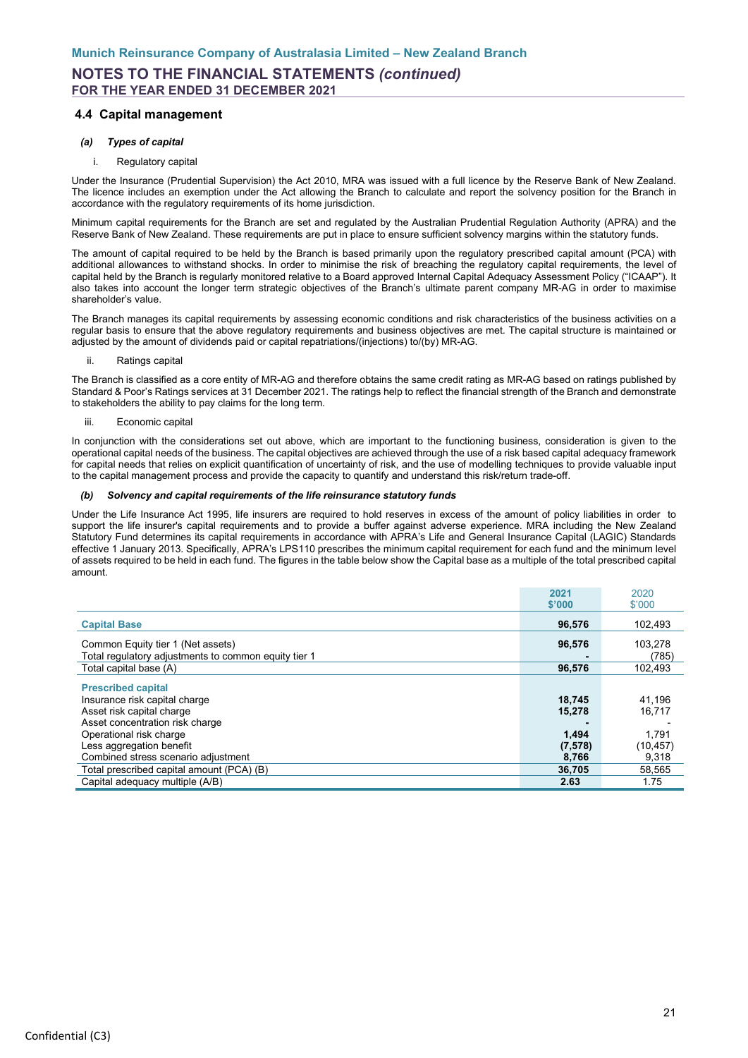## 4.4 Capital management

### *(a) Types of capital*

i. Regulatory capital

Under the Insurance (Prudential Supervision) the Act 2010, MRA was issued with a full licence by the Reserve Bank of New Zealand. The licence includes an exemption under the Act allowing the Branch to calculate and report the solvency position for the Branch in accordance with the regulatory requirements of its home jurisdiction.

Minimum capital requirements for the Branch are set and regulated by the Australian Prudential Regulation Authority (APRA) and the Reserve Bank of New Zealand. These requirements are put in place to ensure sufficient solvency margins within the statutory funds.

The amount of capital required to be held by the Branch is based primarily upon the regulatory prescribed capital amount (PCA) with additional allowances to withstand shocks. In order to minimise the risk of breaching the regulatory capital requirements, the level of capital held by the Branch is regularly monitored relative to a Board approved Internal Capital Adequacy Assessment Policy ("ICAAP"). It also takes into account the longer term strategic objectives of the Branch's ultimate parent company MR-AG in order to maximise shareholder's value.

The Branch manages its capital requirements by assessing economic conditions and risk characteristics of the business activities on a regular basis to ensure that the above regulatory requirements and business objectives are met. The capital structure is maintained or adjusted by the amount of dividends paid or capital repatriations/(injections) to/(by) MR-AG.

ii. Ratings capital

The Branch is classified as a core entity of MR-AG and therefore obtains the same credit rating as MR-AG based on ratings published by Standard & Poor's Ratings services at 31 December 2021. The ratings help to reflect the financial strength of the Branch and demonstrate to stakeholders the ability to pay claims for the long term.

iii. Economic capital

In conjunction with the considerations set out above, which are important to the functioning business, consideration is given to the operational capital needs of the business. The capital objectives are achieved through the use of a risk based capital adequacy framework for capital needs that relies on explicit quantification of uncertainty of risk, and the use of modelling techniques to provide valuable input to the capital management process and provide the capacity to quantify and understand this risk/return trade-off.

### *(b) Solvency and capital requirements of the life reinsurance statutory funds*

Under the Life Insurance Act 1995, life insurers are required to hold reserves in excess of the amount of policy liabilities in order to support the life insurer's capital requirements and to provide a buffer against adverse experience. MRA including the New Zealand Statutory Fund determines its capital requirements in accordance with APRA's Life and General Insurance Capital (LAGIC) Standards effective 1 January 2013. Specifically, APRA's LPS110 prescribes the minimum capital requirement for each fund and the minimum level of assets required to be held in each fund. The figures in the table below show the Capital base as a multiple of the total prescribed capital amount.

| | **2021 $'000** | 2020 $'000 |
|---|---|---|
| **Capital Base** | **96,576** | 102,493 |
| Common Equity tier 1 (Net assets) | **96,576** | 103,278 |
| Total regulatory adjustments to common equity tier 1 | **-** | (785) |
| Total capital base (A) | **96,576** | 102,493 |
| **Prescribed capital** | | |
| Insurance risk capital charge | **18,745** | 41,196 |
| Asset risk capital charge | **15,278** | 16,717 |
| Asset concentration risk charge | **-** | - |
| Operational risk charge | **1,494** | 1,791 |
| Less aggregation benefit | **(7,578)** | (10,457) |
| Combined stress scenario adjustment | **8,766** | 9,318 |
| Total prescribed capital amount (PCA) (B) | **36,705** | 58,565 |
| Capital adequacy multiple (A/B) | **2.63** | 1.75 |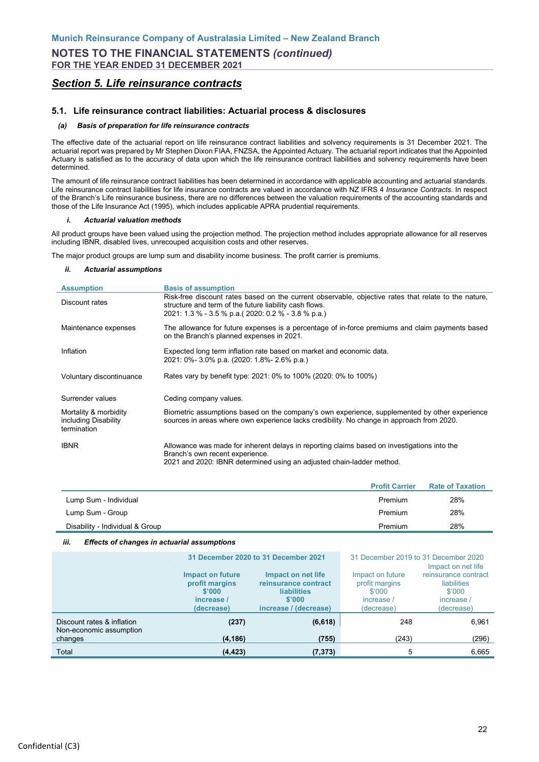# Section 5. Life reinsurance contracts

## 5.1. Life reinsurance contract liabilities: Actuarial process & disclosures

### (a) Basis of preparation for life reinsurance contracts

The effective date of the actuarial report on life reinsurance contract liabilities and solvency requirements is 31 December 2021. The actuarial report was prepared by Mr Stephen Dixon FIAA, FNZSA, the Appointed Actuary. The actuarial report indicates that the Appointed Actuary is satisfied as to the accuracy of data upon which the life reinsurance contract liabilities and solvency requirements have been determined.

The amount of life reinsurance contract liabilities has been determined in accordance with applicable accounting and actuarial standards. Life reinsurance contract liabilities for life insurance contracts are valued in accordance with NZ IFRS 4 *Insurance Contracts*. In respect of the Branch's Life reinsurance business, there are no differences between the valuation requirements of the accounting standards and those of the Life Insurance Act (1995), which includes applicable APRA prudential requirements.

#### i. Actuarial valuation methods

All product groups have been valued using the projection method. The projection method includes appropriate allowance for all reserves including IBNR, disabled lives, unrecouped acquisition costs and other reserves.

The major product groups are lump sum and disability income business. The profit carrier is premiums.

#### ii. Actuarial assumptions

| Assumption | Basis of assumption |
|---|---|
| Discount rates | Risk-free discount rates based on the current observable, objective rates that relate to the nature, structure and term of the future liability cash flows. 2021: 1.3 % - 3.5 % p.a.( 2020: 0.2 % - 3.8 % p.a.) |
| Maintenance expenses | The allowance for future expenses is a percentage of in-force premiums and claim payments based on the Branch's planned expenses in 2021. |
| Inflation | Expected long term inflation rate based on market and economic data. 2021: 0%- 3.0% p.a. (2020: 1.8%- 2.6% p.a.) |
| Voluntary discontinuance | Rates vary by benefit type: 2021: 0% to 100% (2020: 0% to 100%) |
| Surrender values | Ceding company values. |
| Mortality & morbidity including Disability termination | Biometric assumptions based on the company's own experience, supplemented by other experience sources in areas where own experience lacks credibility. No change in approach from 2020. |
| IBNR | Allowance was made for inherent delays in reporting claims based on investigations into the Branch's own recent experience. 2021 and 2020: IBNR determined using an adjusted chain-ladder method. |

| | Profit Carrier | Rate of Taxation |
|---|---|---|
| Lump Sum - Individual | Premium | 28% |
| Lump Sum - Group | Premium | 28% |
| Disability - Individual & Group | Premium | 28% |

#### iii. Effects of changes in actuarial assumptions

| | 31 December 2020 to 31 December 2021 | | 31 December 2019 to 31 December 2020 | |
|---|---|---|---|---|
| | Impact on future profit margins $'000 increase / (decrease) | Impact on net life reinsurance contract liabilities $'000 increase / (decrease) | Impact on future profit margins $'000 increase / (decrease) | Impact on net life reinsurance contract liabilities $'000 increase / (decrease) |
| Discount rates & inflation | (237) | (6,618) | 248 | 6,961 |
| Non-economic assumption changes | (4,186) | (755) | (243) | (296) |
| Total | (4,423) | (7,373) | 5 | 6,665 |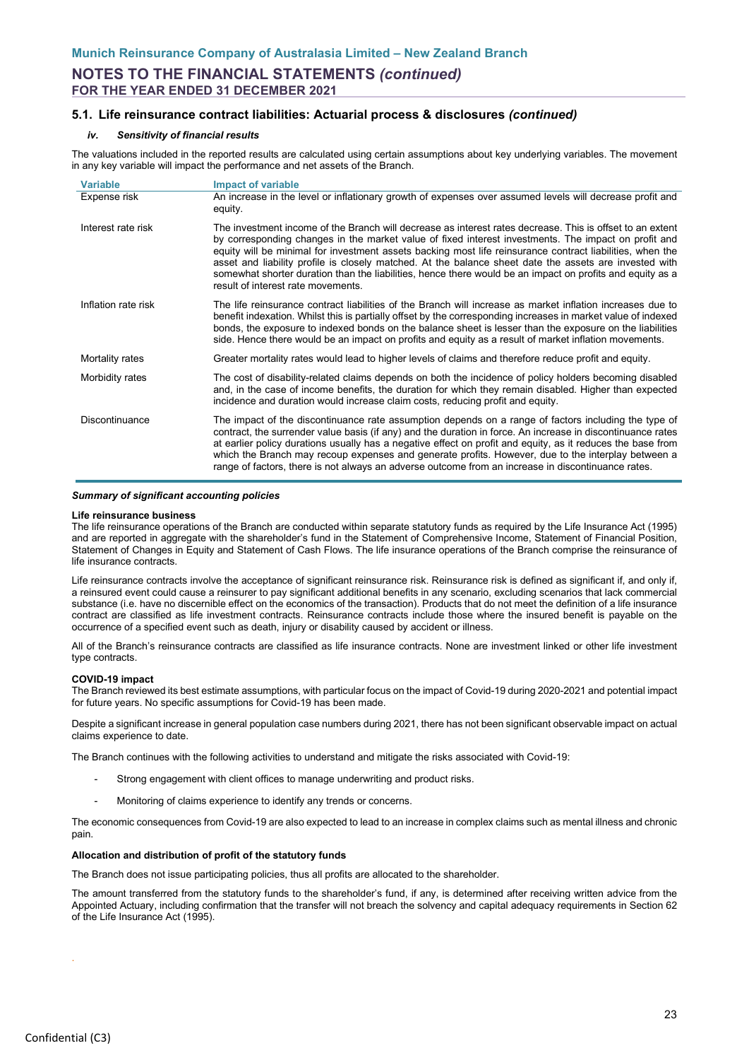## 5.1. Life reinsurance contract liabilities: Actuarial process & disclosures *(continued)*

#### *iv. Sensitivity of financial results*

The valuations included in the reported results are calculated using certain assumptions about key underlying variables. The movement in any key variable will impact the performance and net assets of the Branch.

| Variable | Impact of variable |
| --- | --- |
| Expense risk | An increase in the level or inflationary growth of expenses over assumed levels will decrease profit and equity. |
| Interest rate risk | The investment income of the Branch will decrease as interest rates decrease. This is offset to an extent by corresponding changes in the market value of fixed interest investments. The impact on profit and equity will be minimal for investment assets backing most life reinsurance contract liabilities, when the asset and liability profile is closely matched. At the balance sheet date the assets are invested with somewhat shorter duration than the liabilities, hence there would be an impact on profits and equity as a result of interest rate movements. |
| Inflation rate risk | The life reinsurance contract liabilities of the Branch will increase as market inflation increases due to benefit indexation. Whilst this is partially offset by the corresponding increases in market value of indexed bonds, the exposure to indexed bonds on the balance sheet is lesser than the exposure on the liabilities side. Hence there would be an impact on profits and equity as a result of market inflation movements. |
| Mortality rates | Greater mortality rates would lead to higher levels of claims and therefore reduce profit and equity. |
| Morbidity rates | The cost of disability-related claims depends on both the incidence of policy holders becoming disabled and, in the case of income benefits, the duration for which they remain disabled. Higher than expected incidence and duration would increase claim costs, reducing profit and equity. |
| Discontinuance | The impact of the discontinuance rate assumption depends on a range of factors including the type of contract, the surrender value basis (if any) and the duration in force. An increase in discontinuance rates at earlier policy durations usually has a negative effect on profit and equity, as it reduces the base from which the Branch may recoup expenses and generate profits. However, due to the interplay between a range of factors, there is not always an adverse outcome from an increase in discontinuance rates. |

***Summary of significant accounting policies***

**Life reinsurance business**

The life reinsurance operations of the Branch are conducted within separate statutory funds as required by the Life Insurance Act (1995) and are reported in aggregate with the shareholder's fund in the Statement of Comprehensive Income, Statement of Financial Position, Statement of Changes in Equity and Statement of Cash Flows. The life insurance operations of the Branch comprise the reinsurance of life insurance contracts.

Life reinsurance contracts involve the acceptance of significant reinsurance risk. Reinsurance risk is defined as significant if, and only if, a reinsured event could cause a reinsurer to pay significant additional benefits in any scenario, excluding scenarios that lack commercial substance (i.e. have no discernible effect on the economics of the transaction). Products that do not meet the definition of a life insurance contract are classified as life investment contracts. Reinsurance contracts include those where the insured benefit is payable on the occurrence of a specified event such as death, injury or disability caused by accident or illness.

All of the Branch's reinsurance contracts are classified as life insurance contracts. None are investment linked or other life investment type contracts.

**COVID-19 impact**

The Branch reviewed its best estimate assumptions, with particular focus on the impact of Covid-19 during 2020-2021 and potential impact for future years. No specific assumptions for Covid-19 has been made.

Despite a significant increase in general population case numbers during 2021, there has not been significant observable impact on actual claims experience to date.

The Branch continues with the following activities to understand and mitigate the risks associated with Covid-19:

- Strong engagement with client offices to manage underwriting and product risks.
- Monitoring of claims experience to identify any trends or concerns.

The economic consequences from Covid-19 are also expected to lead to an increase in complex claims such as mental illness and chronic pain.

**Allocation and distribution of profit of the statutory funds**

The Branch does not issue participating policies, thus all profits are allocated to the shareholder.

The amount transferred from the statutory funds to the shareholder's fund, if any, is determined after receiving written advice from the Appointed Actuary, including confirmation that the transfer will not breach the solvency and capital adequacy requirements in Section 62 of the Life Insurance Act (1995).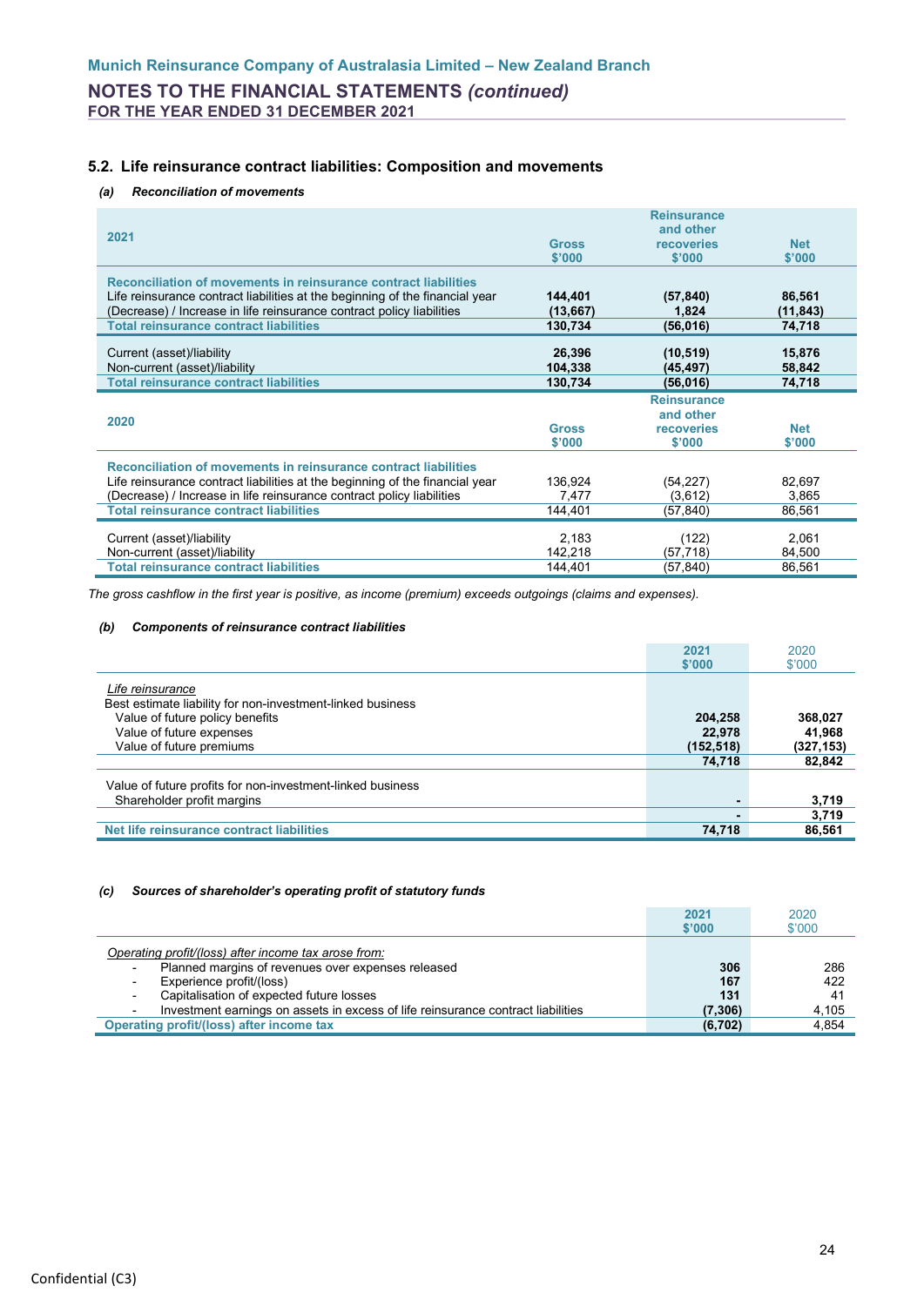### 5.2. Life reinsurance contract liabilities: Composition and movements

#### *(a) Reconciliation of movements*

| 2021 | Gross $'000 | Reinsurance and other recoveries $'000 | Net $'000 |
|---|---|---|---|
| **Reconciliation of movements in reinsurance contract liabilities** | | | |
| Life reinsurance contract liabilities at the beginning of the financial year | **144,401** | **(57,840)** | **86,561** |
| (Decrease) / Increase in life reinsurance contract policy liabilities | **(13,667)** | **1,824** | **(11,843)** |
| **Total reinsurance contract liabilities** | **130,734** | **(56,016)** | **74,718** |
| Current (asset)/liability | **26,396** | **(10,519)** | **15,876** |
| Non-current (asset)/liability | **104,338** | **(45,497)** | **58,842** |
| **Total reinsurance contract liabilities** | **130,734** | **(56,016)** | **74,718** |

| 2020 | Gross $'000 | Reinsurance and other recoveries $'000 | Net $'000 |
|---|---|---|---|
| **Reconciliation of movements in reinsurance contract liabilities** | | | |
| Life reinsurance contract liabilities at the beginning of the financial year | 136,924 | (54,227) | 82,697 |
| (Decrease) / Increase in life reinsurance contract policy liabilities | 7,477 | (3,612) | 3,865 |
| **Total reinsurance contract liabilities** | 144,401 | (57,840) | 86,561 |
| Current (asset)/liability | 2,183 | (122) | 2,061 |
| Non-current (asset)/liability | 142,218 | (57,718) | 84,500 |
| **Total reinsurance contract liabilities** | 144,401 | (57,840) | 86,561 |

*The gross cashflow in the first year is positive, as income (premium) exceeds outgoings (claims and expenses).*

#### *(b) Components of reinsurance contract liabilities*

| | 2021 $'000 | 2020 $'000 |
|---|---|---|
| *Life reinsurance* | | |
| Best estimate liability for non-investment-linked business | | |
| Value of future policy benefits | **204,258** | **368,027** |
| Value of future expenses | **22,978** | **41,968** |
| Value of future premiums | **(152,518)** | **(327,153)** |
| | **74,718** | **82,842** |
| Value of future profits for non-investment-linked business | | |
| Shareholder profit margins | **-** | **3,719** |
| | **-** | **3,719** |
| **Net life reinsurance contract liabilities** | **74,718** | **86,561** |

#### *(c) Sources of shareholder's operating profit of statutory funds*

| | 2021 $'000 | 2020 $'000 |
|---|---|---|
| *Operating profit/(loss) after income tax arose from:* | | |
| - Planned margins of revenues over expenses released | **306** | 286 |
| - Experience profit/(loss) | **167** | 422 |
| - Capitalisation of expected future losses | **131** | 41 |
| - Investment earnings on assets in excess of life reinsurance contract liabilities | **(7,306)** | 4,105 |
| **Operating profit/(loss) after income tax** | **(6,702)** | 4,854 |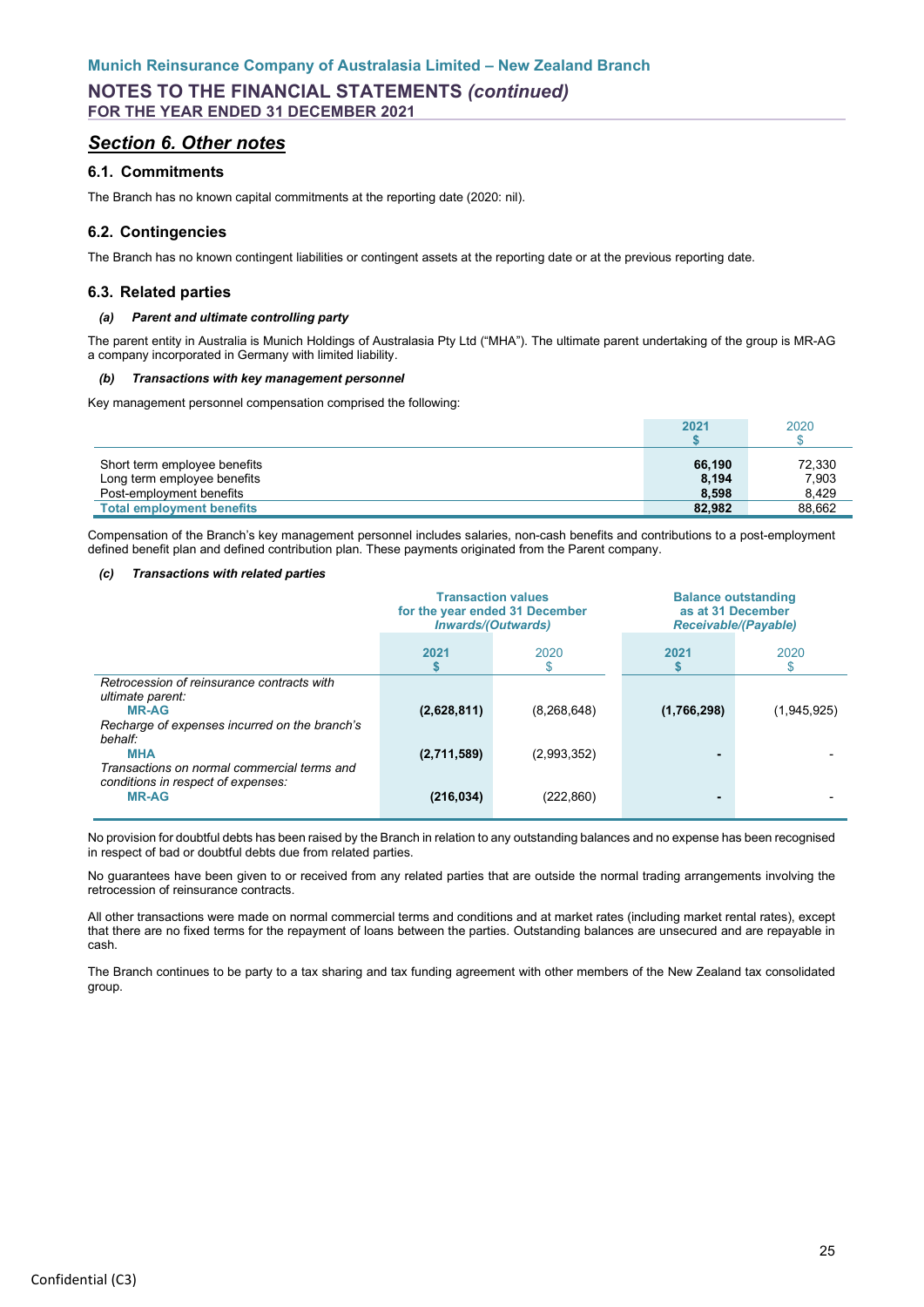## Section 6. Other notes

### 6.1. Commitments

The Branch has no known capital commitments at the reporting date (2020: nil).

### 6.2. Contingencies

The Branch has no known contingent liabilities or contingent assets at the reporting date or at the previous reporting date.

### 6.3. Related parties

#### *(a) Parent and ultimate controlling party*

The parent entity in Australia is Munich Holdings of Australasia Pty Ltd ("MHA"). The ultimate parent undertaking of the group is MR-AG a company incorporated in Germany with limited liability.

#### *(b) Transactions with key management personnel*

Key management personnel compensation comprised the following:

| | 2021 $ | 2020 $ |
|---|---|---|
| Short term employee benefits | **66,190** | 72,330 |
| Long term employee benefits | **8,194** | 7,903 |
| Post-employment benefits | **8,598** | 8,429 |
| **Total employment benefits** | **82,982** | 88,662 |

Compensation of the Branch's key management personnel includes salaries, non-cash benefits and contributions to a post-employment defined benefit plan and defined contribution plan. These payments originated from the Parent company.

#### *(c) Transactions with related parties*

| | Transaction values for the year ended 31 December *Inwards/(Outwards)* | | Balance outstanding as at 31 December *Receivable/(Payable)* | |
|---|---|---|---|---|
| | **2021 $** | 2020 $ | **2021 $** | 2020 $ |
| *Retrocession of reinsurance contracts with ultimate parent:* | | | | |
| **MR-AG** | **(2,628,811)** | (8,268,648) | **(1,766,298)** | (1,945,925) |
| *Recharge of expenses incurred on the branch's behalf:* | | | | |
| **MHA** | **(2,711,589)** | (2,993,352) | **-** | - |
| *Transactions on normal commercial terms and conditions in respect of expenses:* | | | | |
| **MR-AG** | **(216,034)** | (222,860) | **-** | - |

No provision for doubtful debts has been raised by the Branch in relation to any outstanding balances and no expense has been recognised in respect of bad or doubtful debts due from related parties.

No guarantees have been given to or received from any related parties that are outside the normal trading arrangements involving the retrocession of reinsurance contracts.

All other transactions were made on normal commercial terms and conditions and at market rates (including market rental rates), except that there are no fixed terms for the repayment of loans between the parties. Outstanding balances are unsecured and are repayable in cash.

The Branch continues to be party to a tax sharing and tax funding agreement with other members of the New Zealand tax consolidated group.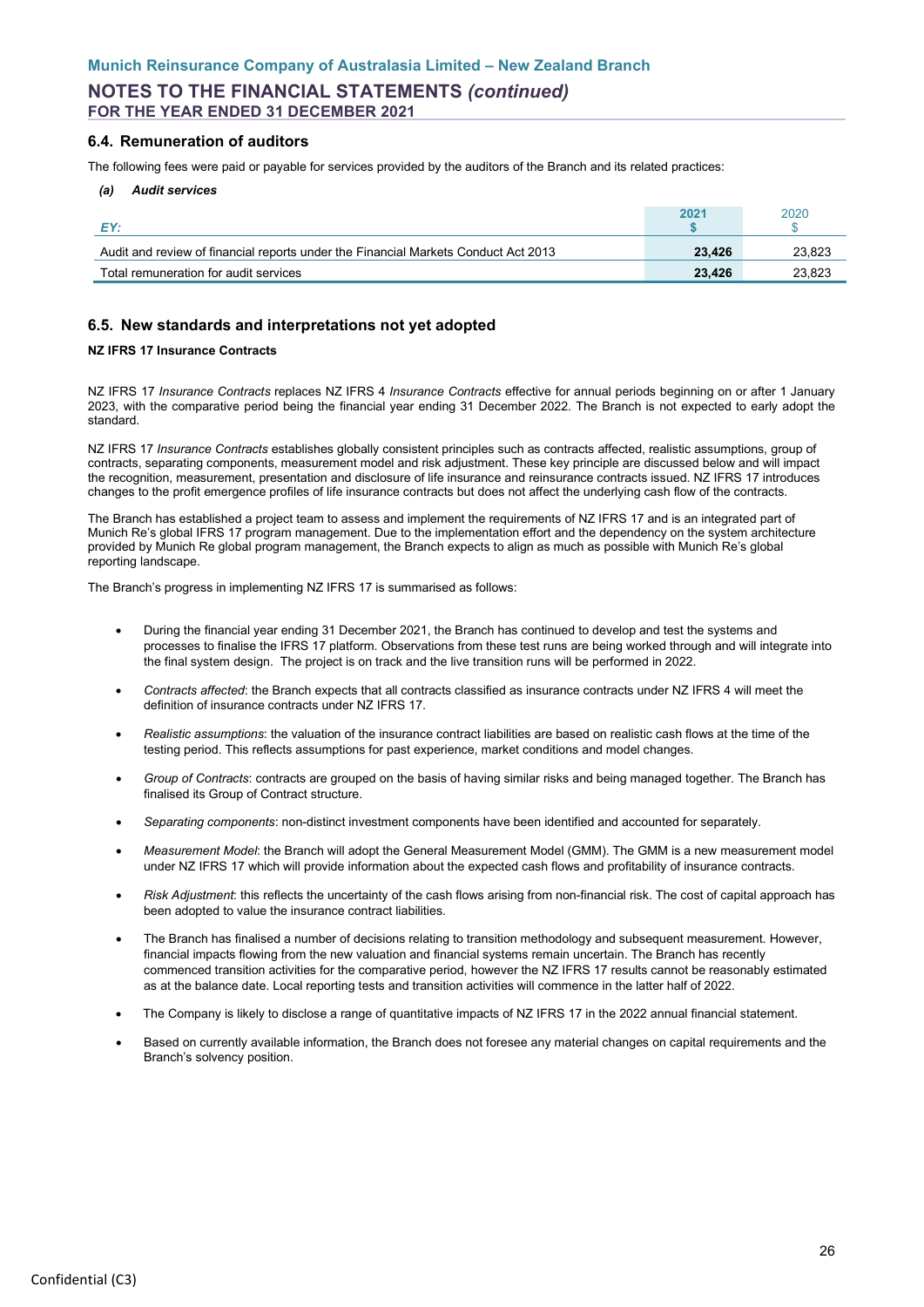## 6.4. Remuneration of auditors

The following fees were paid or payable for services provided by the auditors of the Branch and its related practices:

***(a) Audit services***

| *EY:* | **2021 $** | 2020 $ |
|---|---|---|
| Audit and review of financial reports under the Financial Markets Conduct Act 2013 | **23,426** | 23,823 |
| Total remuneration for audit services | **23,426** | 23,823 |

## 6.5. New standards and interpretations not yet adopted

**NZ IFRS 17 Insurance Contracts**

NZ IFRS 17 *Insurance Contracts* replaces NZ IFRS 4 *Insurance Contracts* effective for annual periods beginning on or after 1 January 2023, with the comparative period being the financial year ending 31 December 2022. The Branch is not expected to early adopt the standard.

NZ IFRS 17 *Insurance Contracts* establishes globally consistent principles such as contracts affected, realistic assumptions, group of contracts, separating components, measurement model and risk adjustment. These key principle are discussed below and will impact the recognition, measurement, presentation and disclosure of life insurance and reinsurance contracts issued. NZ IFRS 17 introduces changes to the profit emergence profiles of life insurance contracts but does not affect the underlying cash flow of the contracts.

The Branch has established a project team to assess and implement the requirements of NZ IFRS 17 and is an integrated part of Munich Re's global IFRS 17 program management. Due to the implementation effort and the dependency on the system architecture provided by Munich Re global program management, the Branch expects to align as much as possible with Munich Re's global reporting landscape.

The Branch's progress in implementing NZ IFRS 17 is summarised as follows:

- During the financial year ending 31 December 2021, the Branch has continued to develop and test the systems and processes to finalise the IFRS 17 platform. Observations from these test runs are being worked through and will integrate into the final system design. The project is on track and the live transition runs will be performed in 2022.
- *Contracts affected*: the Branch expects that all contracts classified as insurance contracts under NZ IFRS 4 will meet the definition of insurance contracts under NZ IFRS 17.
- *Realistic assumptions*: the valuation of the insurance contract liabilities are based on realistic cash flows at the time of the testing period. This reflects assumptions for past experience, market conditions and model changes.
- *Group of Contracts*: contracts are grouped on the basis of having similar risks and being managed together. The Branch has finalised its Group of Contract structure.
- *Separating components*: non-distinct investment components have been identified and accounted for separately.
- *Measurement Model*: the Branch will adopt the General Measurement Model (GMM). The GMM is a new measurement model under NZ IFRS 17 which will provide information about the expected cash flows and profitability of insurance contracts.
- *Risk Adjustment*: this reflects the uncertainty of the cash flows arising from non-financial risk. The cost of capital approach has been adopted to value the insurance contract liabilities.
- The Branch has finalised a number of decisions relating to transition methodology and subsequent measurement. However, financial impacts flowing from the new valuation and financial systems remain uncertain. The Branch has recently commenced transition activities for the comparative period, however the NZ IFRS 17 results cannot be reasonably estimated as at the balance date. Local reporting tests and transition activities will commence in the latter half of 2022.
- The Company is likely to disclose a range of quantitative impacts of NZ IFRS 17 in the 2022 annual financial statement.
- Based on currently available information, the Branch does not foresee any material changes on capital requirements and the Branch's solvency position.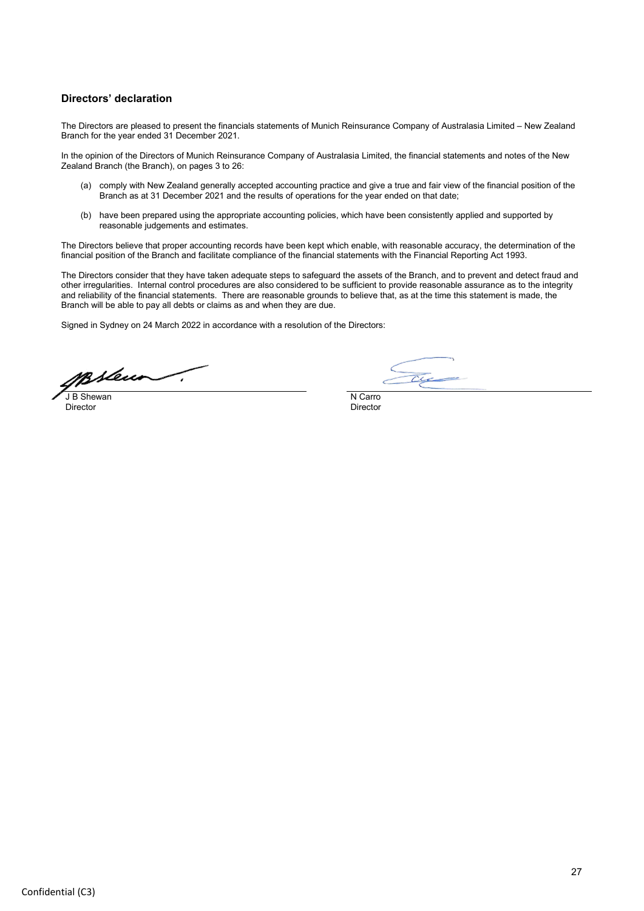## Directors' declaration

The Directors are pleased to present the financials statements of Munich Reinsurance Company of Australasia Limited – New Zealand Branch for the year ended 31 December 2021.

In the opinion of the Directors of Munich Reinsurance Company of Australasia Limited, the financial statements and notes of the New Zealand Branch (the Branch), on pages 3 to 26:

(a) comply with New Zealand generally accepted accounting practice and give a true and fair view of the financial position of the Branch as at 31 December 2021 and the results of operations for the year ended on that date;

(b) have been prepared using the appropriate accounting policies, which have been consistently applied and supported by reasonable judgements and estimates.

The Directors believe that proper accounting records have been kept which enable, with reasonable accuracy, the determination of the financial position of the Branch and facilitate compliance of the financial statements with the Financial Reporting Act 1993.

The Directors consider that they have taken adequate steps to safeguard the assets of the Branch, and to prevent and detect fraud and other irregularities. Internal control procedures are also considered to be sufficient to provide reasonable assurance as to the integrity and reliability of the financial statements. There are reasonable grounds to believe that, as at the time this statement is made, the Branch will be able to pay all debts or claims as and when they are due.

Signed in Sydney on 24 March 2022 in accordance with a resolution of the Directors:

J B Shewan
Director

N Carro
Director

Confidential (C3)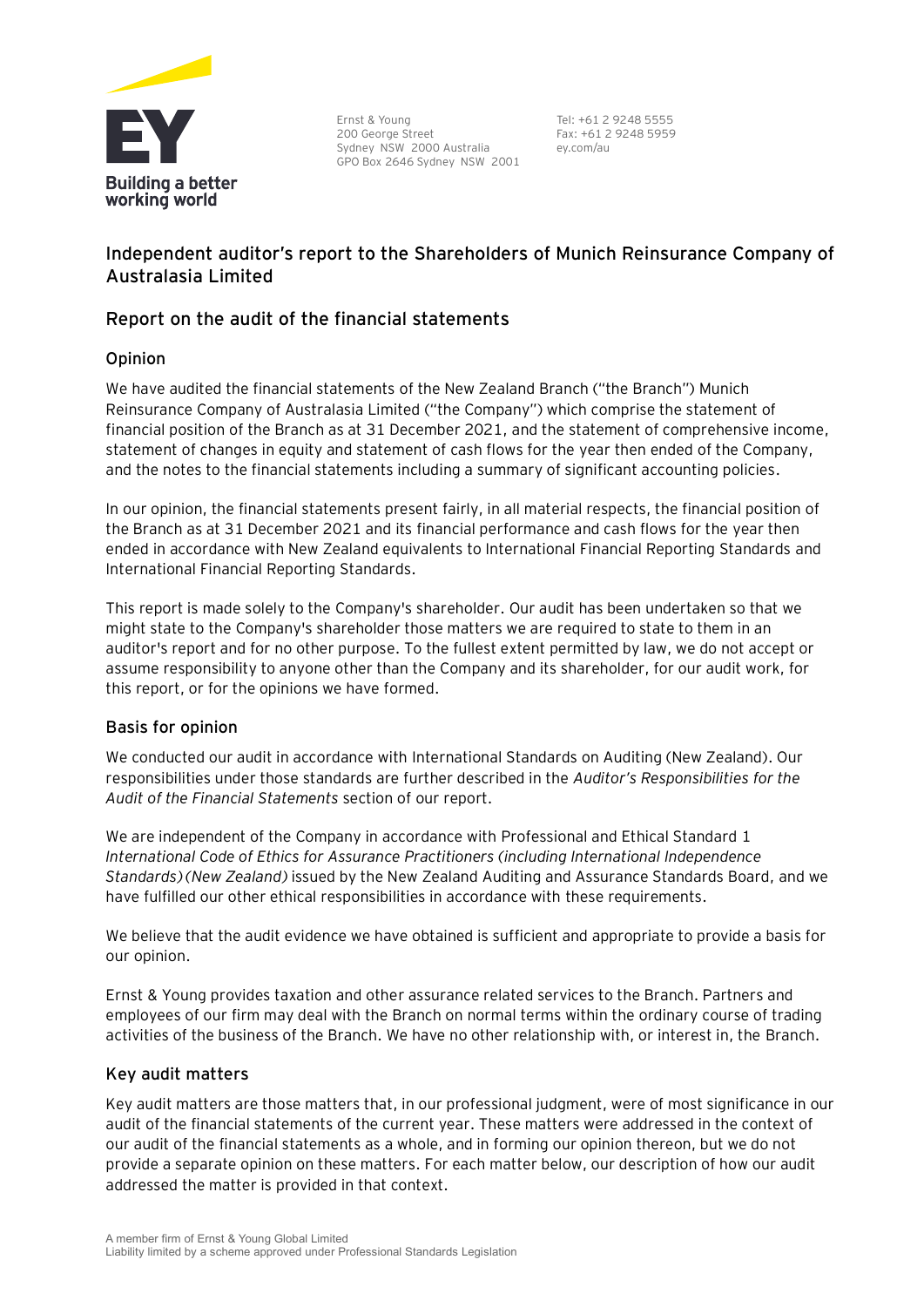Ernst & Young
200 George Street
Sydney NSW 2000 Australia
GPO Box 2646 Sydney NSW 2001

Tel: +61 2 9248 5555
Fax: +61 2 9248 5959
ey.com/au

## Independent auditor's report to the Shareholders of Munich Reinsurance Company of Australasia Limited

## Report on the audit of the financial statements

### Opinion

We have audited the financial statements of the New Zealand Branch ("the Branch") Munich Reinsurance Company of Australasia Limited ("the Company") which comprise the statement of financial position of the Branch as at 31 December 2021, and the statement of comprehensive income, statement of changes in equity and statement of cash flows for the year then ended of the Company, and the notes to the financial statements including a summary of significant accounting policies.

In our opinion, the financial statements present fairly, in all material respects, the financial position of the Branch as at 31 December 2021 and its financial performance and cash flows for the year then ended in accordance with New Zealand equivalents to International Financial Reporting Standards and International Financial Reporting Standards.

This report is made solely to the Company's shareholder. Our audit has been undertaken so that we might state to the Company's shareholder those matters we are required to state to them in an auditor's report and for no other purpose. To the fullest extent permitted by law, we do not accept or assume responsibility to anyone other than the Company and its shareholder, for our audit work, for this report, or for the opinions we have formed.

### Basis for opinion

We conducted our audit in accordance with International Standards on Auditing (New Zealand). Our responsibilities under those standards are further described in the *Auditor's Responsibilities for the Audit of the Financial Statements* section of our report.

We are independent of the Company in accordance with Professional and Ethical Standard 1 *International Code of Ethics for Assurance Practitioners (including International Independence Standards)(New Zealand)* issued by the New Zealand Auditing and Assurance Standards Board, and we have fulfilled our other ethical responsibilities in accordance with these requirements.

We believe that the audit evidence we have obtained is sufficient and appropriate to provide a basis for our opinion.

Ernst & Young provides taxation and other assurance related services to the Branch. Partners and employees of our firm may deal with the Branch on normal terms within the ordinary course of trading activities of the business of the Branch. We have no other relationship with, or interest in, the Branch.

### Key audit matters

Key audit matters are those matters that, in our professional judgment, were of most significance in our audit of the financial statements of the current year. These matters were addressed in the context of our audit of the financial statements as a whole, and in forming our opinion thereon, but we do not provide a separate opinion on these matters. For each matter below, our description of how our audit addressed the matter is provided in that context.

A member firm of Ernst & Young Global Limited
Liability limited by a scheme approved under Professional Standards Legislation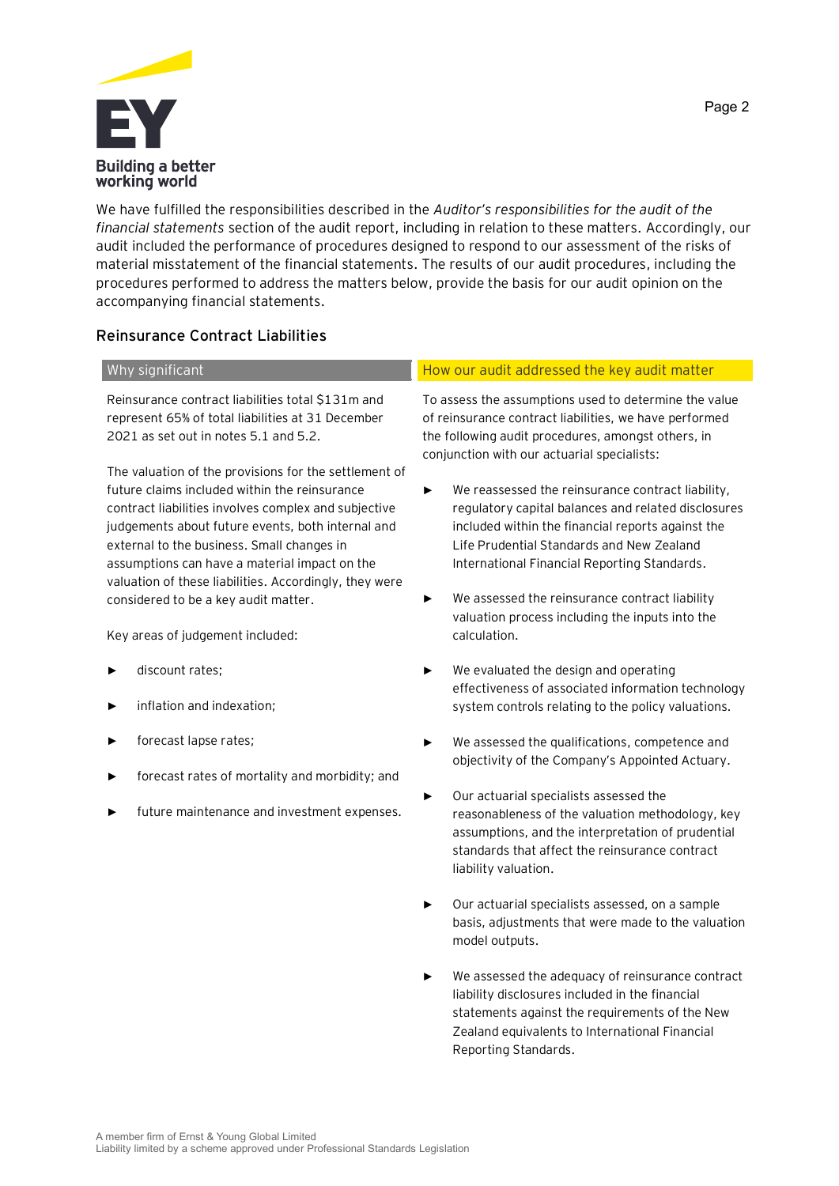We have fulfilled the responsibilities described in the *Auditor's responsibilities for the audit of the financial statements* section of the audit report, including in relation to these matters. Accordingly, our audit included the performance of procedures designed to respond to our assessment of the risks of material misstatement of the financial statements. The results of our audit procedures, including the procedures performed to address the matters below, provide the basis for our audit opinion on the accompanying financial statements.

## Reinsurance Contract Liabilities

| Why significant | How our audit addressed the key audit matter |
|---|---|
| Reinsurance contract liabilities total $131m and represent 65% of total liabilities at 31 December 2021 as set out in notes 5.1 and 5.2.<br><br>The valuation of the provisions for the settlement of future claims included within the reinsurance contract liabilities involves complex and subjective judgements about future events, both internal and external to the business. Small changes in assumptions can have a material impact on the valuation of these liabilities. Accordingly, they were considered to be a key audit matter.<br><br>Key areas of judgement included:<br><br>► discount rates;<br>► inflation and indexation;<br>► forecast lapse rates;<br>► forecast rates of mortality and morbidity; and<br>► future maintenance and investment expenses. | To assess the assumptions used to determine the value of reinsurance contract liabilities, we have performed the following audit procedures, amongst others, in conjunction with our actuarial specialists:<br><br>► We reassessed the reinsurance contract liability, regulatory capital balances and related disclosures included within the financial reports against the Life Prudential Standards and New Zealand International Financial Reporting Standards.<br>► We assessed the reinsurance contract liability valuation process including the inputs into the calculation.<br>► We evaluated the design and operating effectiveness of associated information technology system controls relating to the policy valuations.<br>► We assessed the qualifications, competence and objectivity of the Company's Appointed Actuary.<br>► Our actuarial specialists assessed the reasonableness of the valuation methodology, key assumptions, and the interpretation of prudential standards that affect the reinsurance contract liability valuation.<br>► Our actuarial specialists assessed, on a sample basis, adjustments that were made to the valuation model outputs.<br>► We assessed the adequacy of reinsurance contract liability disclosures included in the financial statements against the requirements of the New Zealand equivalents to International Financial Reporting Standards. |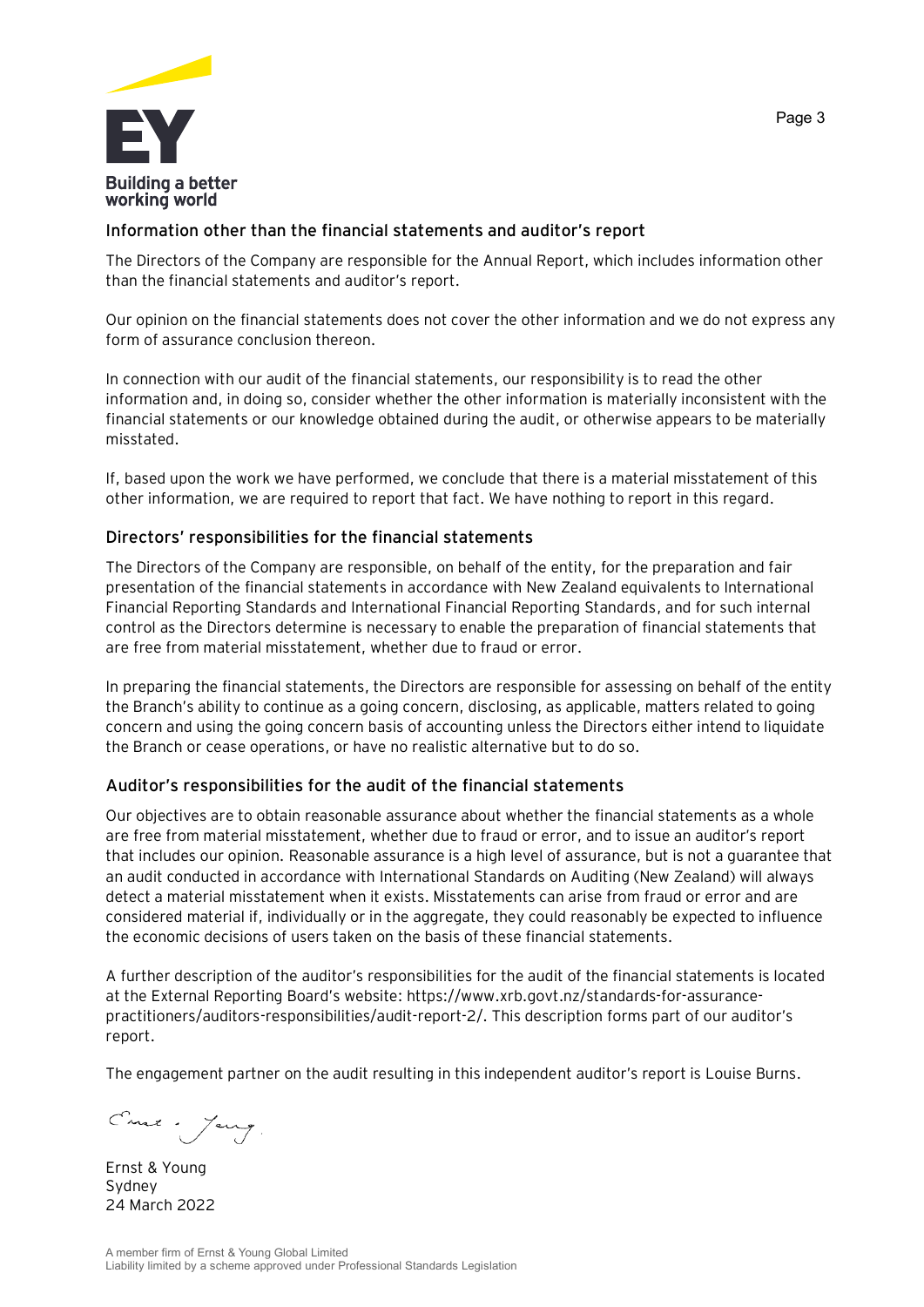## Information other than the financial statements and auditor's report

The Directors of the Company are responsible for the Annual Report, which includes information other than the financial statements and auditor's report.

Our opinion on the financial statements does not cover the other information and we do not express any form of assurance conclusion thereon.

In connection with our audit of the financial statements, our responsibility is to read the other information and, in doing so, consider whether the other information is materially inconsistent with the financial statements or our knowledge obtained during the audit, or otherwise appears to be materially misstated.

If, based upon the work we have performed, we conclude that there is a material misstatement of this other information, we are required to report that fact. We have nothing to report in this regard.

## Directors' responsibilities for the financial statements

The Directors of the Company are responsible, on behalf of the entity, for the preparation and fair presentation of the financial statements in accordance with New Zealand equivalents to International Financial Reporting Standards and International Financial Reporting Standards, and for such internal control as the Directors determine is necessary to enable the preparation of financial statements that are free from material misstatement, whether due to fraud or error.

In preparing the financial statements, the Directors are responsible for assessing on behalf of the entity the Branch's ability to continue as a going concern, disclosing, as applicable, matters related to going concern and using the going concern basis of accounting unless the Directors either intend to liquidate the Branch or cease operations, or have no realistic alternative but to do so.

## Auditor's responsibilities for the audit of the financial statements

Our objectives are to obtain reasonable assurance about whether the financial statements as a whole are free from material misstatement, whether due to fraud or error, and to issue an auditor's report that includes our opinion. Reasonable assurance is a high level of assurance, but is not a guarantee that an audit conducted in accordance with International Standards on Auditing (New Zealand) will always detect a material misstatement when it exists. Misstatements can arise from fraud or error and are considered material if, individually or in the aggregate, they could reasonably be expected to influence the economic decisions of users taken on the basis of these financial statements.

A further description of the auditor's responsibilities for the audit of the financial statements is located at the External Reporting Board's website: https://www.xrb.govt.nz/standards-for-assurance-practitioners/auditors-responsibilities/audit-report-2/. This description forms part of our auditor's report.

The engagement partner on the audit resulting in this independent auditor's report is Louise Burns.

Ernst & Young
Sydney
24 March 2022

A member firm of Ernst & Young Global Limited
Liability limited by a scheme approved under Professional Standards Legislation